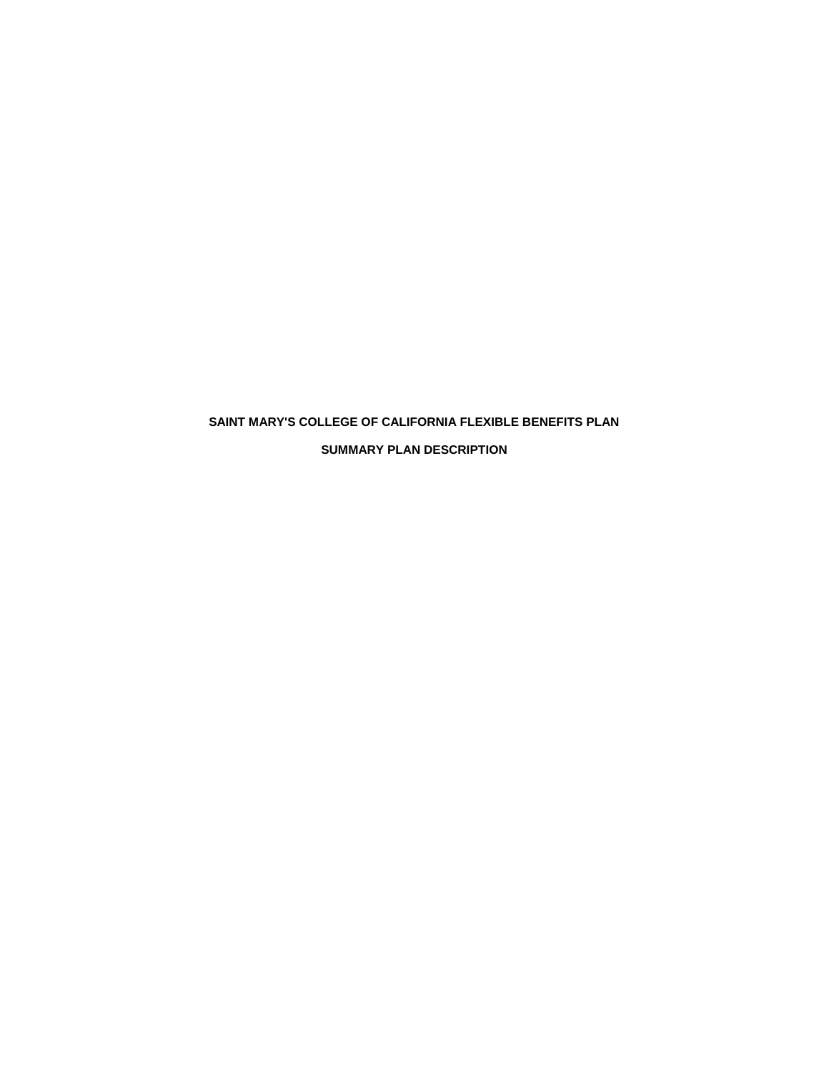# SAINT MARY'S COLLEGE OF CALIFORNIA FLEXIBLE BENEFITS PLAN

# SUMMARY PLAN DESCRIPTION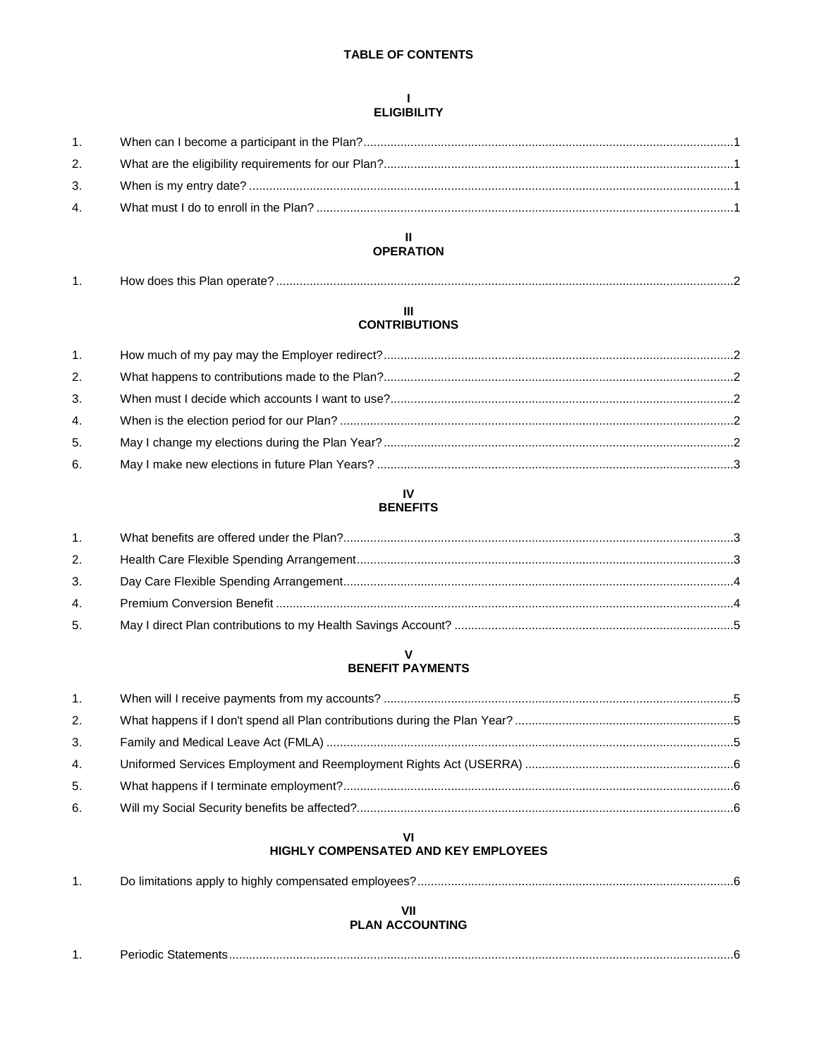# TABLE OF CONTENTS

## I
## ELIGIBILITY

| | | |
|---|---|---|
| 1. | When can I become a participant in the Plan? | 1 |
| 2. | What are the eligibility requirements for our Plan? | 1 |
| 3. | When is my entry date? | 1 |
| 4. | What must I do to enroll in the Plan? | 1 |

## II
## OPERATION

| | | |
|---|---|---|
| 1. | How does this Plan operate? | 2 |

## III
## CONTRIBUTIONS

| | | |
|---|---|---|
| 1. | How much of my pay may the Employer redirect? | 2 |
| 2. | What happens to contributions made to the Plan? | 2 |
| 3. | When must I decide which accounts I want to use? | 2 |
| 4. | When is the election period for our Plan? | 2 |
| 5. | May I change my elections during the Plan Year? | 2 |
| 6. | May I make new elections in future Plan Years? | 3 |

## IV
## BENEFITS

| | | |
|---|---|---|
| 1. | What benefits are offered under the Plan? | 3 |
| 2. | Health Care Flexible Spending Arrangement | 3 |
| 3. | Day Care Flexible Spending Arrangement | 4 |
| 4. | Premium Conversion Benefit | 4 |
| 5. | May I direct Plan contributions to my Health Savings Account? | 5 |

## V
## BENEFIT PAYMENTS

| | | |
|---|---|---|
| 1. | When will I receive payments from my accounts? | 5 |
| 2. | What happens if I don't spend all Plan contributions during the Plan Year? | 5 |
| 3. | Family and Medical Leave Act (FMLA) | 5 |
| 4. | Uniformed Services Employment and Reemployment Rights Act (USERRA) | 6 |
| 5. | What happens if I terminate employment? | 6 |
| 6. | Will my Social Security benefits be affected? | 6 |

## VI
## HIGHLY COMPENSATED AND KEY EMPLOYEES

| | | |
|---|---|---|
| 1. | Do limitations apply to highly compensated employees? | 6 |

## VII
## PLAN ACCOUNTING

| | | |
|---|---|---|
| 1. | Periodic Statements | 6 |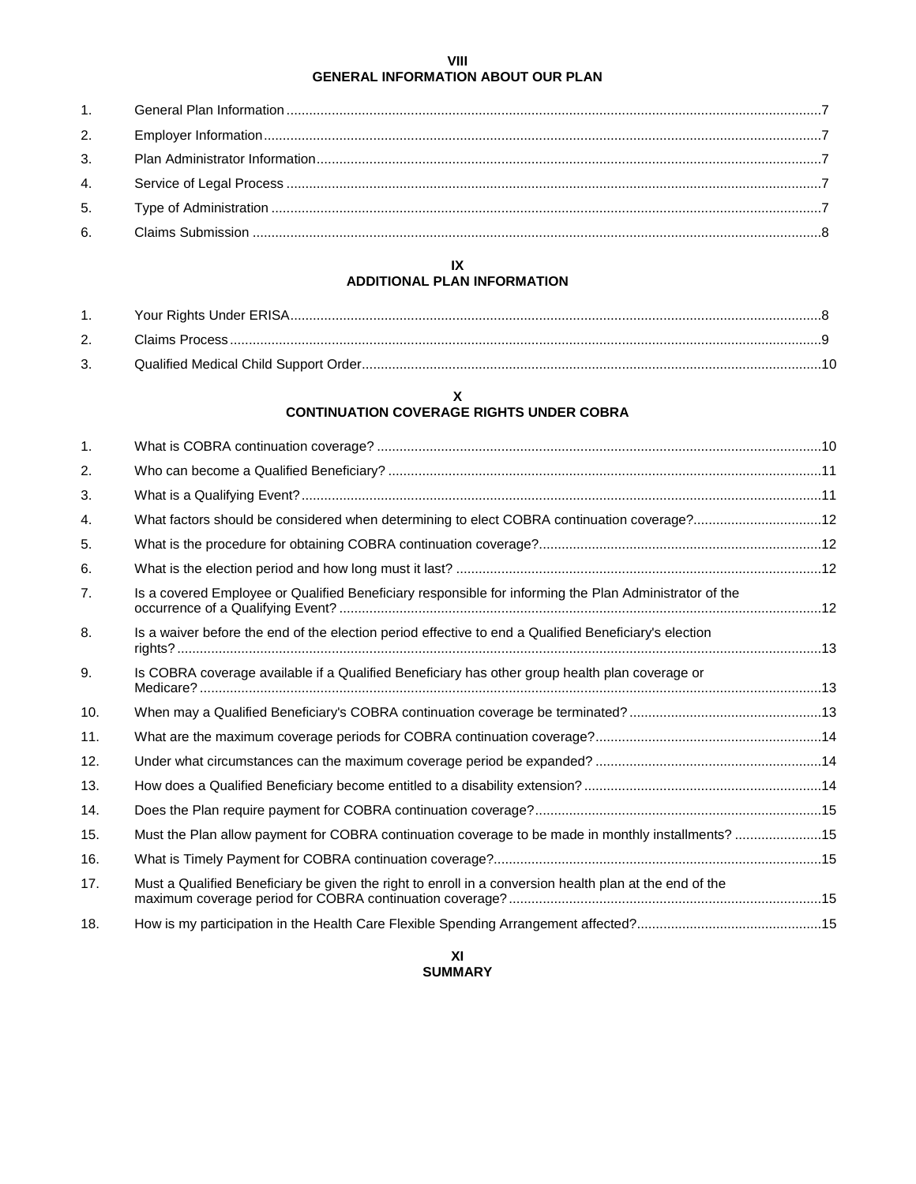## VIII
## GENERAL INFORMATION ABOUT OUR PLAN

| | | |
|---|---|---|
| 1. | General Plan Information | 7 |
| 2. | Employer Information | 7 |
| 3. | Plan Administrator Information | 7 |
| 4. | Service of Legal Process | 7 |
| 5. | Type of Administration | 7 |
| 6. | Claims Submission | 8 |

## IX
## ADDITIONAL PLAN INFORMATION

| | | |
|---|---|---|
| 1. | Your Rights Under ERISA | 8 |
| 2. | Claims Process | 9 |
| 3. | Qualified Medical Child Support Order | 10 |

## X
## CONTINUATION COVERAGE RIGHTS UNDER COBRA

| | | |
|---|---|---|
| 1. | What is COBRA continuation coverage? | 10 |
| 2. | Who can become a Qualified Beneficiary? | 11 |
| 3. | What is a Qualifying Event? | 11 |
| 4. | What factors should be considered when determining to elect COBRA continuation coverage? | 12 |
| 5. | What is the procedure for obtaining COBRA continuation coverage? | 12 |
| 6. | What is the election period and how long must it last? | 12 |
| 7. | Is a covered Employee or Qualified Beneficiary responsible for informing the Plan Administrator of the occurrence of a Qualifying Event? | 12 |
| 8. | Is a waiver before the end of the election period effective to end a Qualified Beneficiary's election rights? | 13 |
| 9. | Is COBRA coverage available if a Qualified Beneficiary has other group health plan coverage or Medicare? | 13 |
| 10. | When may a Qualified Beneficiary's COBRA continuation coverage be terminated? | 13 |
| 11. | What are the maximum coverage periods for COBRA continuation coverage? | 14 |
| 12. | Under what circumstances can the maximum coverage period be expanded? | 14 |
| 13. | How does a Qualified Beneficiary become entitled to a disability extension? | 14 |
| 14. | Does the Plan require payment for COBRA continuation coverage? | 15 |
| 15. | Must the Plan allow payment for COBRA continuation coverage to be made in monthly installments? | 15 |
| 16. | What is Timely Payment for COBRA continuation coverage? | 15 |
| 17. | Must a Qualified Beneficiary be given the right to enroll in a conversion health plan at the end of the maximum coverage period for COBRA continuation coverage? | 15 |
| 18. | How is my participation in the Health Care Flexible Spending Arrangement affected? | 15 |

## XI
## SUMMARY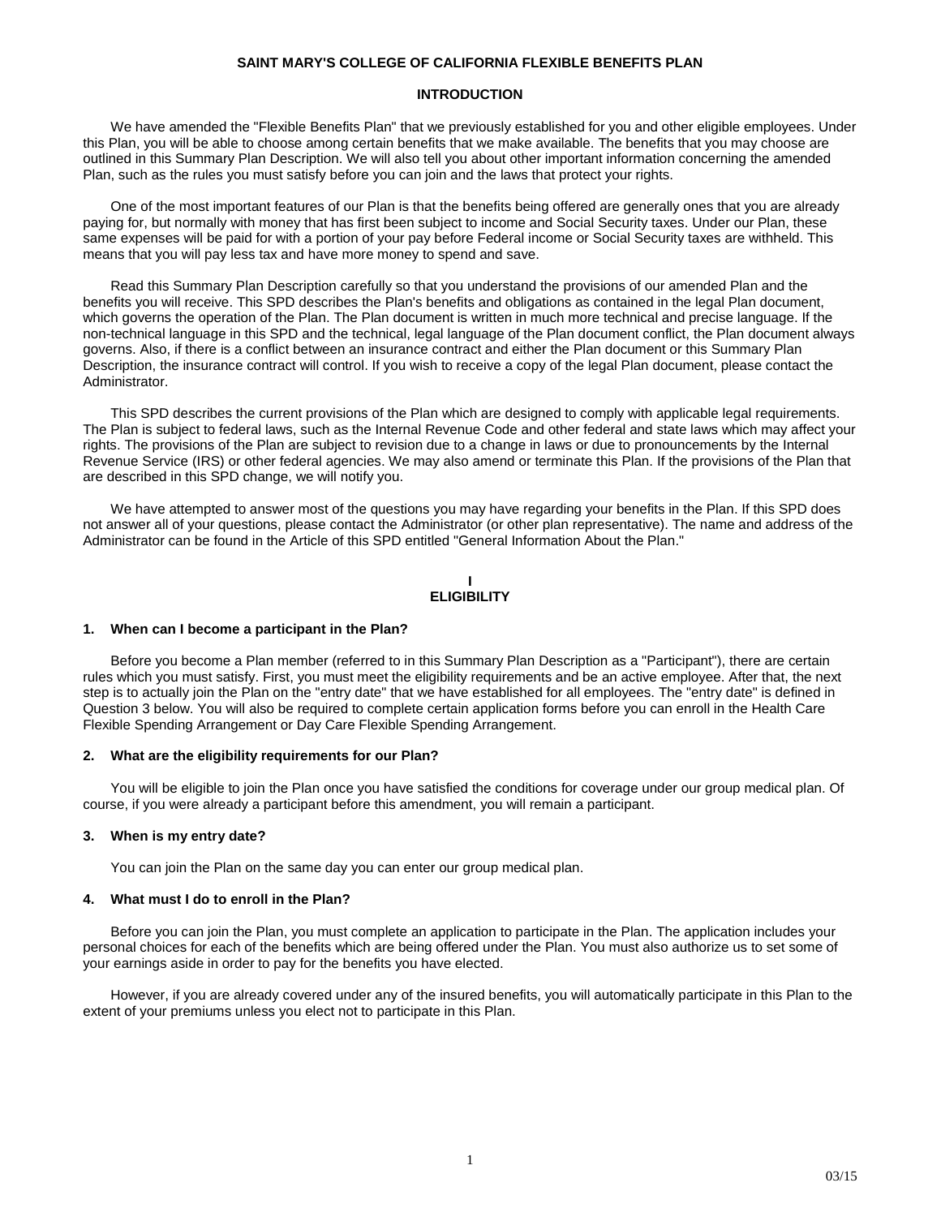# SAINT MARY'S COLLEGE OF CALIFORNIA FLEXIBLE BENEFITS PLAN

## INTRODUCTION

We have amended the "Flexible Benefits Plan" that we previously established for you and other eligible employees. Under this Plan, you will be able to choose among certain benefits that we make available. The benefits that you may choose are outlined in this Summary Plan Description. We will also tell you about other important information concerning the amended Plan, such as the rules you must satisfy before you can join and the laws that protect your rights.

One of the most important features of our Plan is that the benefits being offered are generally ones that you are already paying for, but normally with money that has first been subject to income and Social Security taxes. Under our Plan, these same expenses will be paid for with a portion of your pay before Federal income or Social Security taxes are withheld. This means that you will pay less tax and have more money to spend and save.

Read this Summary Plan Description carefully so that you understand the provisions of our amended Plan and the benefits you will receive. This SPD describes the Plan's benefits and obligations as contained in the legal Plan document, which governs the operation of the Plan. The Plan document is written in much more technical and precise language. If the non-technical language in this SPD and the technical, legal language of the Plan document conflict, the Plan document always governs. Also, if there is a conflict between an insurance contract and either the Plan document or this Summary Plan Description, the insurance contract will control. If you wish to receive a copy of the legal Plan document, please contact the Administrator.

This SPD describes the current provisions of the Plan which are designed to comply with applicable legal requirements. The Plan is subject to federal laws, such as the Internal Revenue Code and other federal and state laws which may affect your rights. The provisions of the Plan are subject to revision due to a change in laws or due to pronouncements by the Internal Revenue Service (IRS) or other federal agencies. We may also amend or terminate this Plan. If the provisions of the Plan that are described in this SPD change, we will notify you.

We have attempted to answer most of the questions you may have regarding your benefits in the Plan. If this SPD does not answer all of your questions, please contact the Administrator (or other plan representative). The name and address of the Administrator can be found in the Article of this SPD entitled "General Information About the Plan."

## I
## ELIGIBILITY

### 1. When can I become a participant in the Plan?

Before you become a Plan member (referred to in this Summary Plan Description as a "Participant"), there are certain rules which you must satisfy. First, you must meet the eligibility requirements and be an active employee. After that, the next step is to actually join the Plan on the "entry date" that we have established for all employees. The "entry date" is defined in Question 3 below. You will also be required to complete certain application forms before you can enroll in the Health Care Flexible Spending Arrangement or Day Care Flexible Spending Arrangement.

### 2. What are the eligibility requirements for our Plan?

You will be eligible to join the Plan once you have satisfied the conditions for coverage under our group medical plan. Of course, if you were already a participant before this amendment, you will remain a participant.

### 3. When is my entry date?

You can join the Plan on the same day you can enter our group medical plan.

### 4. What must I do to enroll in the Plan?

Before you can join the Plan, you must complete an application to participate in the Plan. The application includes your personal choices for each of the benefits which are being offered under the Plan. You must also authorize us to set some of your earnings aside in order to pay for the benefits you have elected.

However, if you are already covered under any of the insured benefits, you will automatically participate in this Plan to the extent of your premiums unless you elect not to participate in this Plan.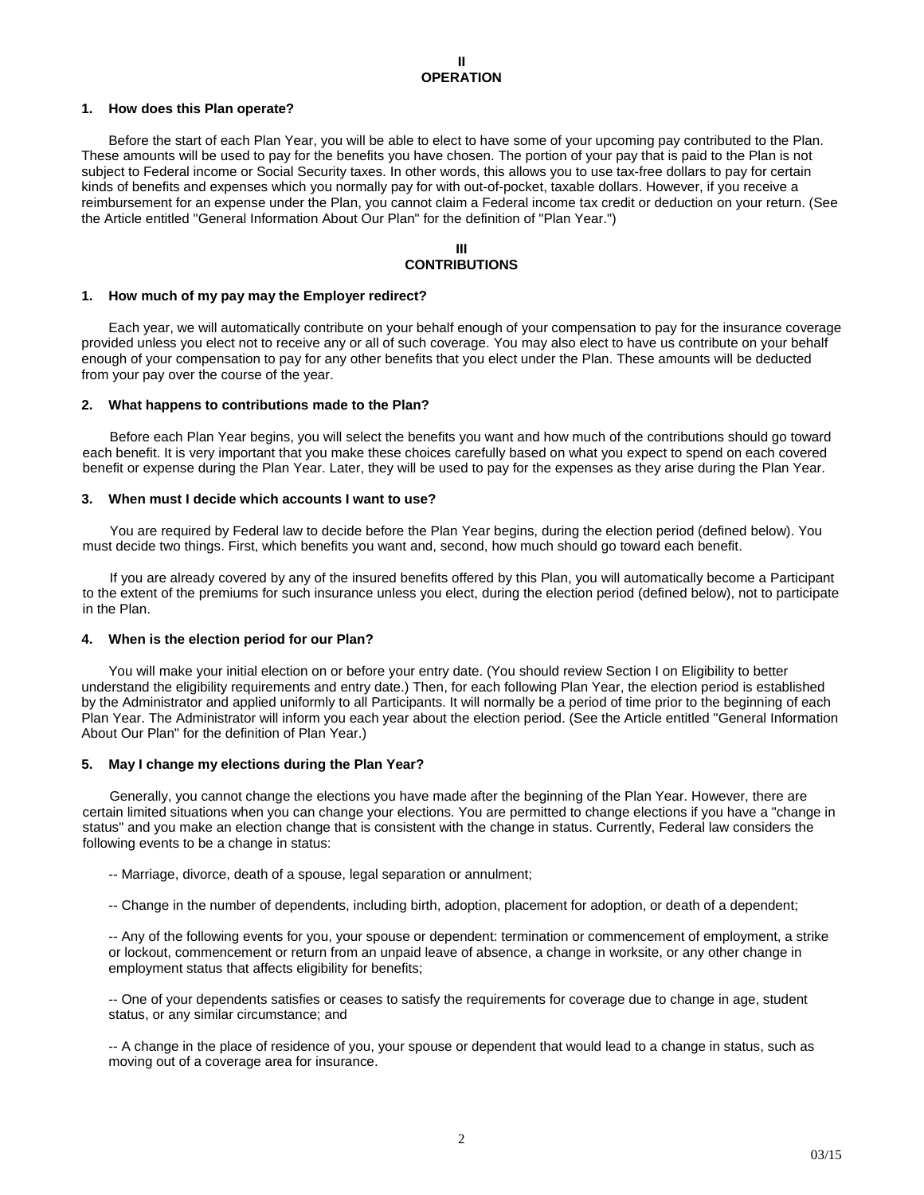## II
## OPERATION

### 1. How does this Plan operate?

Before the start of each Plan Year, you will be able to elect to have some of your upcoming pay contributed to the Plan. These amounts will be used to pay for the benefits you have chosen. The portion of your pay that is paid to the Plan is not subject to Federal income or Social Security taxes. In other words, this allows you to use tax-free dollars to pay for certain kinds of benefits and expenses which you normally pay for with out-of-pocket, taxable dollars. However, if you receive a reimbursement for an expense under the Plan, you cannot claim a Federal income tax credit or deduction on your return. (See the Article entitled "General Information About Our Plan" for the definition of "Plan Year.")

## III
## CONTRIBUTIONS

### 1. How much of my pay may the Employer redirect?

Each year, we will automatically contribute on your behalf enough of your compensation to pay for the insurance coverage provided unless you elect not to receive any or all of such coverage. You may also elect to have us contribute on your behalf enough of your compensation to pay for any other benefits that you elect under the Plan. These amounts will be deducted from your pay over the course of the year.

### 2. What happens to contributions made to the Plan?

Before each Plan Year begins, you will select the benefits you want and how much of the contributions should go toward each benefit. It is very important that you make these choices carefully based on what you expect to spend on each covered benefit or expense during the Plan Year. Later, they will be used to pay for the expenses as they arise during the Plan Year.

### 3. When must I decide which accounts I want to use?

You are required by Federal law to decide before the Plan Year begins, during the election period (defined below). You must decide two things. First, which benefits you want and, second, how much should go toward each benefit.

If you are already covered by any of the insured benefits offered by this Plan, you will automatically become a Participant to the extent of the premiums for such insurance unless you elect, during the election period (defined below), not to participate in the Plan.

### 4. When is the election period for our Plan?

You will make your initial election on or before your entry date. (You should review Section I on Eligibility to better understand the eligibility requirements and entry date.) Then, for each following Plan Year, the election period is established by the Administrator and applied uniformly to all Participants. It will normally be a period of time prior to the beginning of each Plan Year. The Administrator will inform you each year about the election period. (See the Article entitled "General Information About Our Plan" for the definition of Plan Year.)

### 5. May I change my elections during the Plan Year?

Generally, you cannot change the elections you have made after the beginning of the Plan Year. However, there are certain limited situations when you can change your elections. You are permitted to change elections if you have a "change in status" and you make an election change that is consistent with the change in status. Currently, Federal law considers the following events to be a change in status:

-- Marriage, divorce, death of a spouse, legal separation or annulment;

-- Change in the number of dependents, including birth, adoption, placement for adoption, or death of a dependent;

-- Any of the following events for you, your spouse or dependent: termination or commencement of employment, a strike or lockout, commencement or return from an unpaid leave of absence, a change in worksite, or any other change in employment status that affects eligibility for benefits;

-- One of your dependents satisfies or ceases to satisfy the requirements for coverage due to change in age, student status, or any similar circumstance; and

-- A change in the place of residence of you, your spouse or dependent that would lead to a change in status, such as moving out of a coverage area for insurance.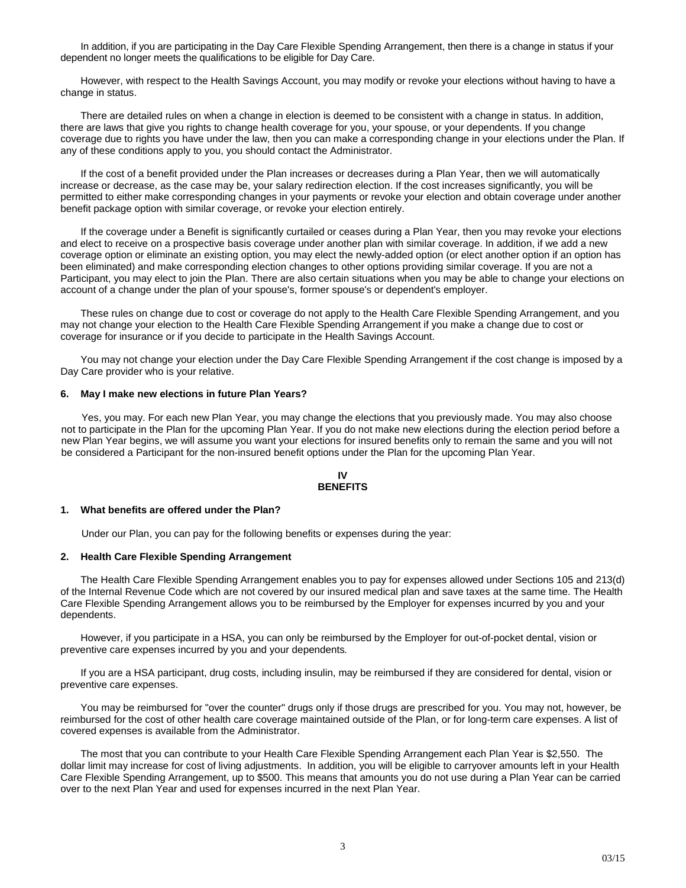In addition, if you are participating in the Day Care Flexible Spending Arrangement, then there is a change in status if your dependent no longer meets the qualifications to be eligible for Day Care.

However, with respect to the Health Savings Account, you may modify or revoke your elections without having to have a change in status.

There are detailed rules on when a change in election is deemed to be consistent with a change in status. In addition, there are laws that give you rights to change health coverage for you, your spouse, or your dependents. If you change coverage due to rights you have under the law, then you can make a corresponding change in your elections under the Plan. If any of these conditions apply to you, you should contact the Administrator.

If the cost of a benefit provided under the Plan increases or decreases during a Plan Year, then we will automatically increase or decrease, as the case may be, your salary redirection election. If the cost increases significantly, you will be permitted to either make corresponding changes in your payments or revoke your election and obtain coverage under another benefit package option with similar coverage, or revoke your election entirely.

If the coverage under a Benefit is significantly curtailed or ceases during a Plan Year, then you may revoke your elections and elect to receive on a prospective basis coverage under another plan with similar coverage. In addition, if we add a new coverage option or eliminate an existing option, you may elect the newly-added option (or elect another option if an option has been eliminated) and make corresponding election changes to other options providing similar coverage. If you are not a Participant, you may elect to join the Plan. There are also certain situations when you may be able to change your elections on account of a change under the plan of your spouse's, former spouse's or dependent's employer.

These rules on change due to cost or coverage do not apply to the Health Care Flexible Spending Arrangement, and you may not change your election to the Health Care Flexible Spending Arrangement if you make a change due to cost or coverage for insurance or if you decide to participate in the Health Savings Account.

You may not change your election under the Day Care Flexible Spending Arrangement if the cost change is imposed by a Day Care provider who is your relative.

**6. May I make new elections in future Plan Years?**

Yes, you may. For each new Plan Year, you may change the elections that you previously made. You may also choose not to participate in the Plan for the upcoming Plan Year. If you do not make new elections during the election period before a new Plan Year begins, we will assume you want your elections for insured benefits only to remain the same and you will not be considered a Participant for the non-insured benefit options under the Plan for the upcoming Plan Year.

## IV
## BENEFITS

**1. What benefits are offered under the Plan?**

Under our Plan, you can pay for the following benefits or expenses during the year:

**2. Health Care Flexible Spending Arrangement**

The Health Care Flexible Spending Arrangement enables you to pay for expenses allowed under Sections 105 and 213(d) of the Internal Revenue Code which are not covered by our insured medical plan and save taxes at the same time. The Health Care Flexible Spending Arrangement allows you to be reimbursed by the Employer for expenses incurred by you and your dependents.

However, if you participate in a HSA, you can only be reimbursed by the Employer for out-of-pocket dental, vision or preventive care expenses incurred by you and your dependents*.*

If you are a HSA participant, drug costs, including insulin, may be reimbursed if they are considered for dental, vision or preventive care expenses.

You may be reimbursed for "over the counter" drugs only if those drugs are prescribed for you. You may not, however, be reimbursed for the cost of other health care coverage maintained outside of the Plan, or for long-term care expenses. A list of covered expenses is available from the Administrator.

The most that you can contribute to your Health Care Flexible Spending Arrangement each Plan Year is $2,550. The dollar limit may increase for cost of living adjustments. In addition, you will be eligible to carryover amounts left in your Health Care Flexible Spending Arrangement, up to $500. This means that amounts you do not use during a Plan Year can be carried over to the next Plan Year and used for expenses incurred in the next Plan Year.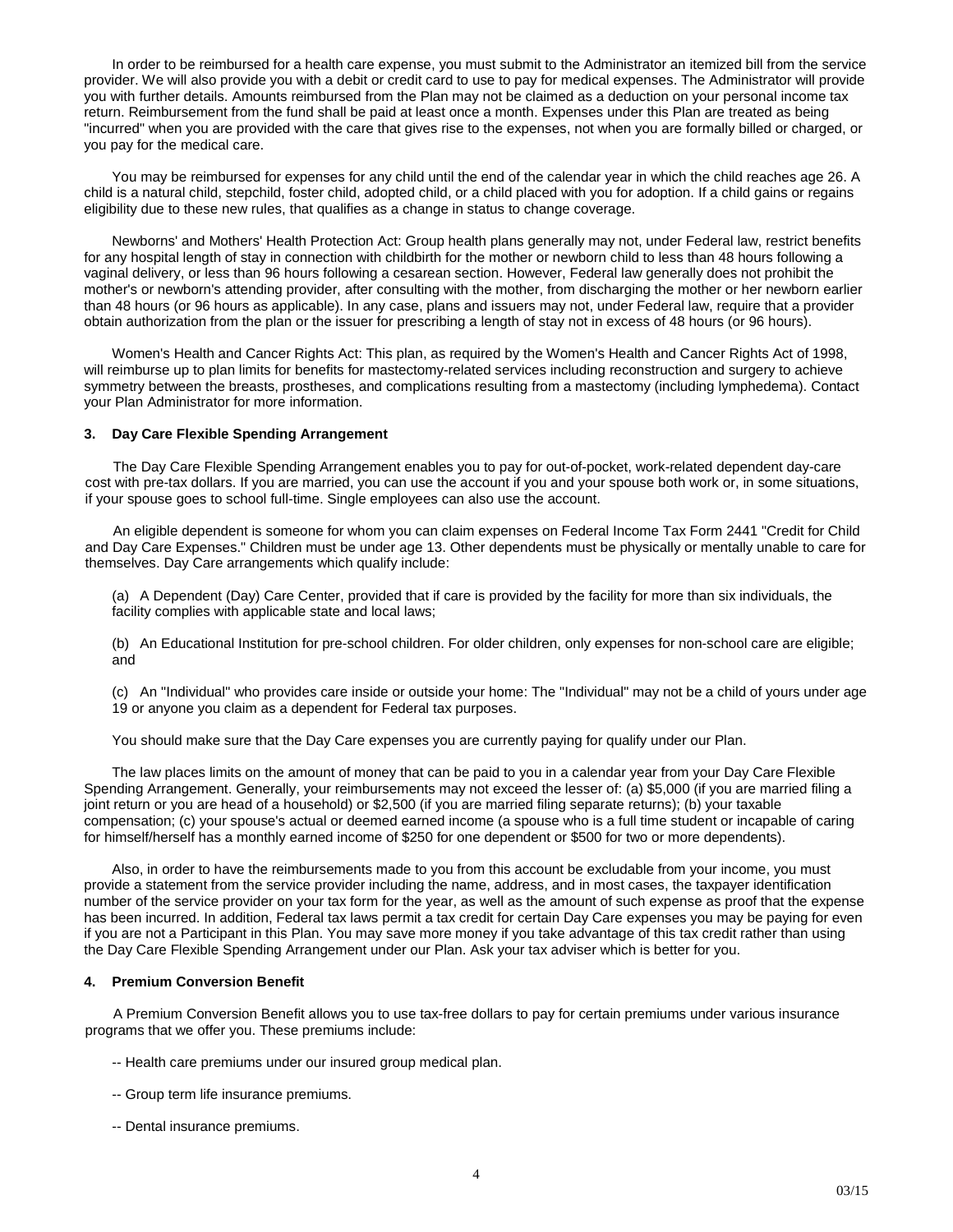In order to be reimbursed for a health care expense, you must submit to the Administrator an itemized bill from the service provider. We will also provide you with a debit or credit card to use to pay for medical expenses. The Administrator will provide you with further details. Amounts reimbursed from the Plan may not be claimed as a deduction on your personal income tax return. Reimbursement from the fund shall be paid at least once a month. Expenses under this Plan are treated as being "incurred" when you are provided with the care that gives rise to the expenses, not when you are formally billed or charged, or you pay for the medical care.

You may be reimbursed for expenses for any child until the end of the calendar year in which the child reaches age 26. A child is a natural child, stepchild, foster child, adopted child, or a child placed with you for adoption. If a child gains or regains eligibility due to these new rules, that qualifies as a change in status to change coverage.

Newborns' and Mothers' Health Protection Act: Group health plans generally may not, under Federal law, restrict benefits for any hospital length of stay in connection with childbirth for the mother or newborn child to less than 48 hours following a vaginal delivery, or less than 96 hours following a cesarean section. However, Federal law generally does not prohibit the mother's or newborn's attending provider, after consulting with the mother, from discharging the mother or her newborn earlier than 48 hours (or 96 hours as applicable). In any case, plans and issuers may not, under Federal law, require that a provider obtain authorization from the plan or the issuer for prescribing a length of stay not in excess of 48 hours (or 96 hours).

Women's Health and Cancer Rights Act: This plan, as required by the Women's Health and Cancer Rights Act of 1998, will reimburse up to plan limits for benefits for mastectomy-related services including reconstruction and surgery to achieve symmetry between the breasts, prostheses, and complications resulting from a mastectomy (including lymphedema). Contact your Plan Administrator for more information.

### 3. Day Care Flexible Spending Arrangement

The Day Care Flexible Spending Arrangement enables you to pay for out-of-pocket, work-related dependent day-care cost with pre-tax dollars. If you are married, you can use the account if you and your spouse both work or, in some situations, if your spouse goes to school full-time. Single employees can also use the account.

An eligible dependent is someone for whom you can claim expenses on Federal Income Tax Form 2441 "Credit for Child and Day Care Expenses." Children must be under age 13. Other dependents must be physically or mentally unable to care for themselves. Day Care arrangements which qualify include:

(a) A Dependent (Day) Care Center, provided that if care is provided by the facility for more than six individuals, the facility complies with applicable state and local laws;

(b) An Educational Institution for pre-school children. For older children, only expenses for non-school care are eligible; and

(c) An "Individual" who provides care inside or outside your home: The "Individual" may not be a child of yours under age 19 or anyone you claim as a dependent for Federal tax purposes.

You should make sure that the Day Care expenses you are currently paying for qualify under our Plan.

The law places limits on the amount of money that can be paid to you in a calendar year from your Day Care Flexible Spending Arrangement. Generally, your reimbursements may not exceed the lesser of: (a) $5,000 (if you are married filing a joint return or you are head of a household) or $2,500 (if you are married filing separate returns); (b) your taxable compensation; (c) your spouse's actual or deemed earned income (a spouse who is a full time student or incapable of caring for himself/herself has a monthly earned income of $250 for one dependent or $500 for two or more dependents).

Also, in order to have the reimbursements made to you from this account be excludable from your income, you must provide a statement from the service provider including the name, address, and in most cases, the taxpayer identification number of the service provider on your tax form for the year, as well as the amount of such expense as proof that the expense has been incurred. In addition, Federal tax laws permit a tax credit for certain Day Care expenses you may be paying for even if you are not a Participant in this Plan. You may save more money if you take advantage of this tax credit rather than using the Day Care Flexible Spending Arrangement under our Plan. Ask your tax adviser which is better for you.

### 4. Premium Conversion Benefit

A Premium Conversion Benefit allows you to use tax-free dollars to pay for certain premiums under various insurance programs that we offer you. These premiums include:

-- Health care premiums under our insured group medical plan.

-- Group term life insurance premiums.

-- Dental insurance premiums.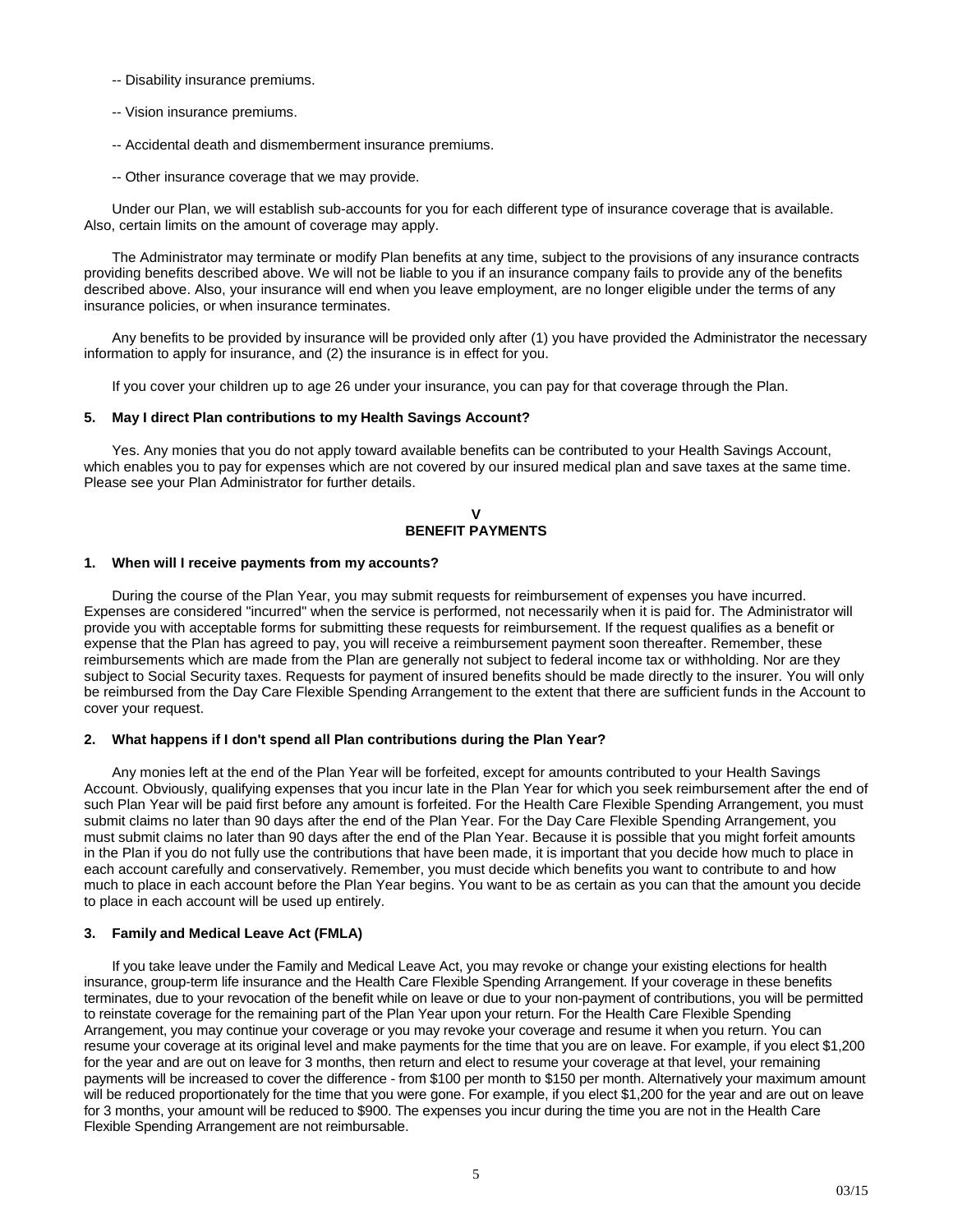-- Disability insurance premiums.

-- Vision insurance premiums.

-- Accidental death and dismemberment insurance premiums.

-- Other insurance coverage that we may provide.

Under our Plan, we will establish sub-accounts for you for each different type of insurance coverage that is available. Also, certain limits on the amount of coverage may apply.

The Administrator may terminate or modify Plan benefits at any time, subject to the provisions of any insurance contracts providing benefits described above. We will not be liable to you if an insurance company fails to provide any of the benefits described above. Also, your insurance will end when you leave employment, are no longer eligible under the terms of any insurance policies, or when insurance terminates.

Any benefits to be provided by insurance will be provided only after (1) you have provided the Administrator the necessary information to apply for insurance, and (2) the insurance is in effect for you.

If you cover your children up to age 26 under your insurance, you can pay for that coverage through the Plan.

**5. May I direct Plan contributions to my Health Savings Account?**

Yes. Any monies that you do not apply toward available benefits can be contributed to your Health Savings Account, which enables you to pay for expenses which are not covered by our insured medical plan and save taxes at the same time. Please see your Plan Administrator for further details.

## V
## BENEFIT PAYMENTS

**1. When will I receive payments from my accounts?**

During the course of the Plan Year, you may submit requests for reimbursement of expenses you have incurred. Expenses are considered "incurred" when the service is performed, not necessarily when it is paid for. The Administrator will provide you with acceptable forms for submitting these requests for reimbursement. If the request qualifies as a benefit or expense that the Plan has agreed to pay, you will receive a reimbursement payment soon thereafter. Remember, these reimbursements which are made from the Plan are generally not subject to federal income tax or withholding. Nor are they subject to Social Security taxes. Requests for payment of insured benefits should be made directly to the insurer. You will only be reimbursed from the Day Care Flexible Spending Arrangement to the extent that there are sufficient funds in the Account to cover your request.

**2. What happens if I don't spend all Plan contributions during the Plan Year?**

Any monies left at the end of the Plan Year will be forfeited, except for amounts contributed to your Health Savings Account. Obviously, qualifying expenses that you incur late in the Plan Year for which you seek reimbursement after the end of such Plan Year will be paid first before any amount is forfeited. For the Health Care Flexible Spending Arrangement, you must submit claims no later than 90 days after the end of the Plan Year. For the Day Care Flexible Spending Arrangement, you must submit claims no later than 90 days after the end of the Plan Year. Because it is possible that you might forfeit amounts in the Plan if you do not fully use the contributions that have been made, it is important that you decide how much to place in each account carefully and conservatively. Remember, you must decide which benefits you want to contribute to and how much to place in each account before the Plan Year begins. You want to be as certain as you can that the amount you decide to place in each account will be used up entirely.

**3. Family and Medical Leave Act (FMLA)**

If you take leave under the Family and Medical Leave Act, you may revoke or change your existing elections for health insurance, group-term life insurance and the Health Care Flexible Spending Arrangement. If your coverage in these benefits terminates, due to your revocation of the benefit while on leave or due to your non-payment of contributions, you will be permitted to reinstate coverage for the remaining part of the Plan Year upon your return. For the Health Care Flexible Spending Arrangement, you may continue your coverage or you may revoke your coverage and resume it when you return. You can resume your coverage at its original level and make payments for the time that you are on leave. For example, if you elect $1,200 for the year and are out on leave for 3 months, then return and elect to resume your coverage at that level, your remaining payments will be increased to cover the difference - from $100 per month to $150 per month. Alternatively your maximum amount will be reduced proportionately for the time that you were gone. For example, if you elect $1,200 for the year and are out on leave for 3 months, your amount will be reduced to $900. The expenses you incur during the time you are not in the Health Care Flexible Spending Arrangement are not reimbursable.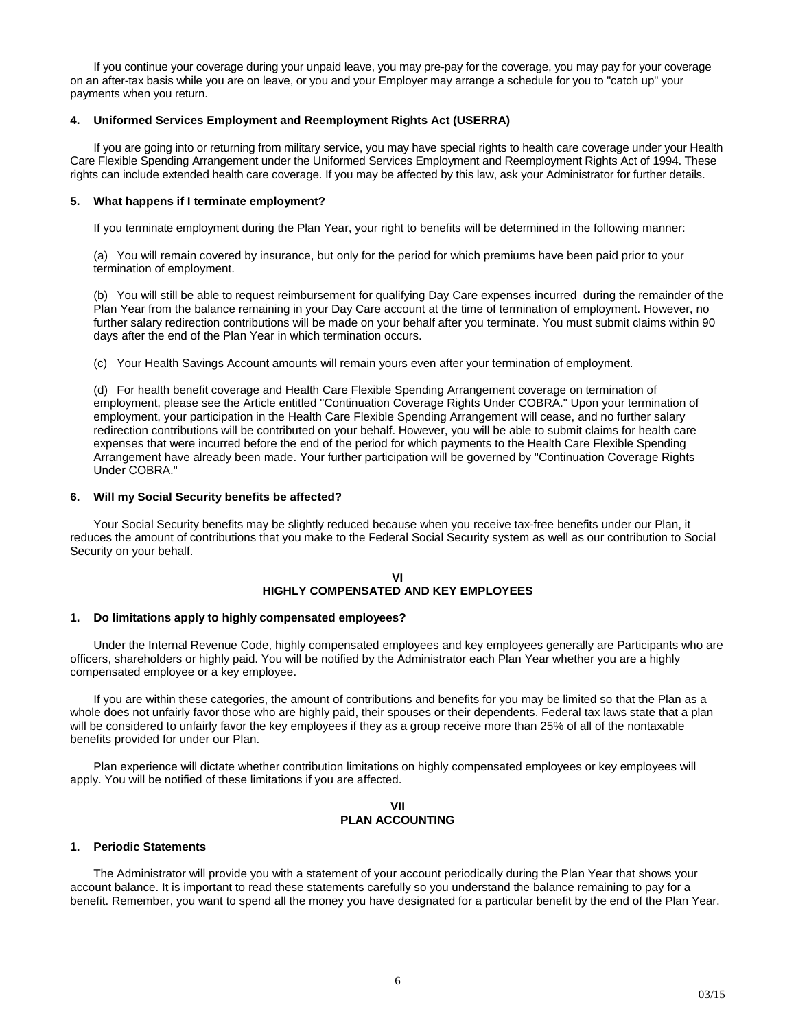If you continue your coverage during your unpaid leave, you may pre-pay for the coverage, you may pay for your coverage on an after-tax basis while you are on leave, or you and your Employer may arrange a schedule for you to "catch up" your payments when you return.

**4. Uniformed Services Employment and Reemployment Rights Act (USERRA)**

If you are going into or returning from military service, you may have special rights to health care coverage under your Health Care Flexible Spending Arrangement under the Uniformed Services Employment and Reemployment Rights Act of 1994. These rights can include extended health care coverage. If you may be affected by this law, ask your Administrator for further details.

**5. What happens if I terminate employment?**

If you terminate employment during the Plan Year, your right to benefits will be determined in the following manner:

(a) You will remain covered by insurance, but only for the period for which premiums have been paid prior to your termination of employment.

(b) You will still be able to request reimbursement for qualifying Day Care expenses incurred during the remainder of the Plan Year from the balance remaining in your Day Care account at the time of termination of employment. However, no further salary redirection contributions will be made on your behalf after you terminate. You must submit claims within 90 days after the end of the Plan Year in which termination occurs.

(c) Your Health Savings Account amounts will remain yours even after your termination of employment.

(d) For health benefit coverage and Health Care Flexible Spending Arrangement coverage on termination of employment, please see the Article entitled "Continuation Coverage Rights Under COBRA." Upon your termination of employment, your participation in the Health Care Flexible Spending Arrangement will cease, and no further salary redirection contributions will be contributed on your behalf. However, you will be able to submit claims for health care expenses that were incurred before the end of the period for which payments to the Health Care Flexible Spending Arrangement have already been made. Your further participation will be governed by "Continuation Coverage Rights Under COBRA."

**6. Will my Social Security benefits be affected?**

Your Social Security benefits may be slightly reduced because when you receive tax-free benefits under our Plan, it reduces the amount of contributions that you make to the Federal Social Security system as well as our contribution to Social Security on your behalf.

## VI
## HIGHLY COMPENSATED AND KEY EMPLOYEES

**1. Do limitations apply to highly compensated employees?**

Under the Internal Revenue Code, highly compensated employees and key employees generally are Participants who are officers, shareholders or highly paid. You will be notified by the Administrator each Plan Year whether you are a highly compensated employee or a key employee.

If you are within these categories, the amount of contributions and benefits for you may be limited so that the Plan as a whole does not unfairly favor those who are highly paid, their spouses or their dependents. Federal tax laws state that a plan will be considered to unfairly favor the key employees if they as a group receive more than 25% of all of the nontaxable benefits provided for under our Plan.

Plan experience will dictate whether contribution limitations on highly compensated employees or key employees will apply. You will be notified of these limitations if you are affected.

## VII
## PLAN ACCOUNTING

**1. Periodic Statements**

The Administrator will provide you with a statement of your account periodically during the Plan Year that shows your account balance. It is important to read these statements carefully so you understand the balance remaining to pay for a benefit. Remember, you want to spend all the money you have designated for a particular benefit by the end of the Plan Year.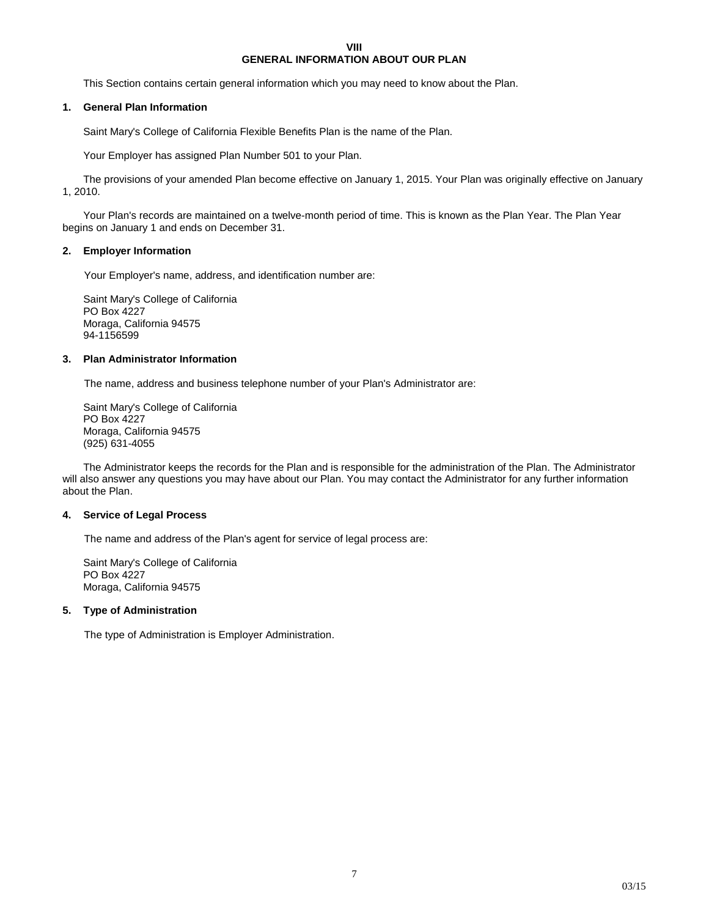# VIII
# GENERAL INFORMATION ABOUT OUR PLAN

This Section contains certain general information which you may need to know about the Plan.

## 1. General Plan Information

Saint Mary's College of California Flexible Benefits Plan is the name of the Plan.

Your Employer has assigned Plan Number 501 to your Plan.

The provisions of your amended Plan become effective on January 1, 2015. Your Plan was originally effective on January 1, 2010.

Your Plan's records are maintained on a twelve-month period of time. This is known as the Plan Year. The Plan Year begins on January 1 and ends on December 31.

## 2. Employer Information

Your Employer's name, address, and identification number are:

Saint Mary's College of California
PO Box 4227
Moraga, California 94575
94-1156599

## 3. Plan Administrator Information

The name, address and business telephone number of your Plan's Administrator are:

Saint Mary's College of California
PO Box 4227
Moraga, California 94575
(925) 631-4055

The Administrator keeps the records for the Plan and is responsible for the administration of the Plan. The Administrator will also answer any questions you may have about our Plan. You may contact the Administrator for any further information about the Plan.

## 4. Service of Legal Process

The name and address of the Plan's agent for service of legal process are:

Saint Mary's College of California
PO Box 4227
Moraga, California 94575

## 5. Type of Administration

The type of Administration is Employer Administration.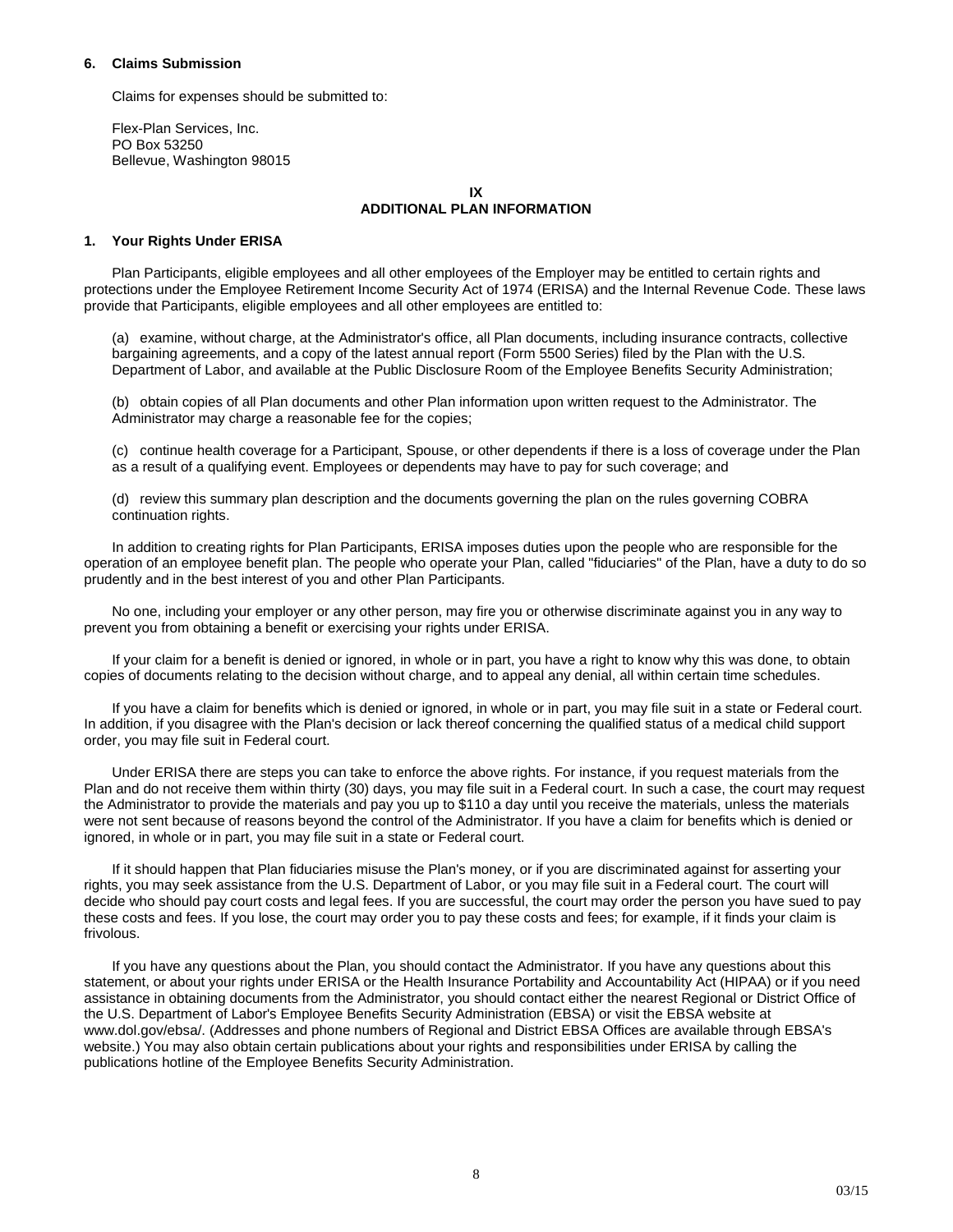### 6. Claims Submission

Claims for expenses should be submitted to:

Flex-Plan Services, Inc.
PO Box 53250
Bellevue, Washington 98015

## IX
## ADDITIONAL PLAN INFORMATION

### 1. Your Rights Under ERISA

Plan Participants, eligible employees and all other employees of the Employer may be entitled to certain rights and protections under the Employee Retirement Income Security Act of 1974 (ERISA) and the Internal Revenue Code. These laws provide that Participants, eligible employees and all other employees are entitled to:

(a) examine, without charge, at the Administrator's office, all Plan documents, including insurance contracts, collective bargaining agreements, and a copy of the latest annual report (Form 5500 Series) filed by the Plan with the U.S. Department of Labor, and available at the Public Disclosure Room of the Employee Benefits Security Administration;

(b) obtain copies of all Plan documents and other Plan information upon written request to the Administrator. The Administrator may charge a reasonable fee for the copies;

(c) continue health coverage for a Participant, Spouse, or other dependents if there is a loss of coverage under the Plan as a result of a qualifying event. Employees or dependents may have to pay for such coverage; and

(d) review this summary plan description and the documents governing the plan on the rules governing COBRA continuation rights.

In addition to creating rights for Plan Participants, ERISA imposes duties upon the people who are responsible for the operation of an employee benefit plan. The people who operate your Plan, called "fiduciaries" of the Plan, have a duty to do so prudently and in the best interest of you and other Plan Participants.

No one, including your employer or any other person, may fire you or otherwise discriminate against you in any way to prevent you from obtaining a benefit or exercising your rights under ERISA.

If your claim for a benefit is denied or ignored, in whole or in part, you have a right to know why this was done, to obtain copies of documents relating to the decision without charge, and to appeal any denial, all within certain time schedules.

If you have a claim for benefits which is denied or ignored, in whole or in part, you may file suit in a state or Federal court. In addition, if you disagree with the Plan's decision or lack thereof concerning the qualified status of a medical child support order, you may file suit in Federal court.

Under ERISA there are steps you can take to enforce the above rights. For instance, if you request materials from the Plan and do not receive them within thirty (30) days, you may file suit in a Federal court. In such a case, the court may request the Administrator to provide the materials and pay you up to $110 a day until you receive the materials, unless the materials were not sent because of reasons beyond the control of the Administrator. If you have a claim for benefits which is denied or ignored, in whole or in part, you may file suit in a state or Federal court.

If it should happen that Plan fiduciaries misuse the Plan's money, or if you are discriminated against for asserting your rights, you may seek assistance from the U.S. Department of Labor, or you may file suit in a Federal court. The court will decide who should pay court costs and legal fees. If you are successful, the court may order the person you have sued to pay these costs and fees. If you lose, the court may order you to pay these costs and fees; for example, if it finds your claim is frivolous.

If you have any questions about the Plan, you should contact the Administrator. If you have any questions about this statement, or about your rights under ERISA or the Health Insurance Portability and Accountability Act (HIPAA) or if you need assistance in obtaining documents from the Administrator, you should contact either the nearest Regional or District Office of the U.S. Department of Labor's Employee Benefits Security Administration (EBSA) or visit the EBSA website at www.dol.gov/ebsa/. (Addresses and phone numbers of Regional and District EBSA Offices are available through EBSA's website.) You may also obtain certain publications about your rights and responsibilities under ERISA by calling the publications hotline of the Employee Benefits Security Administration.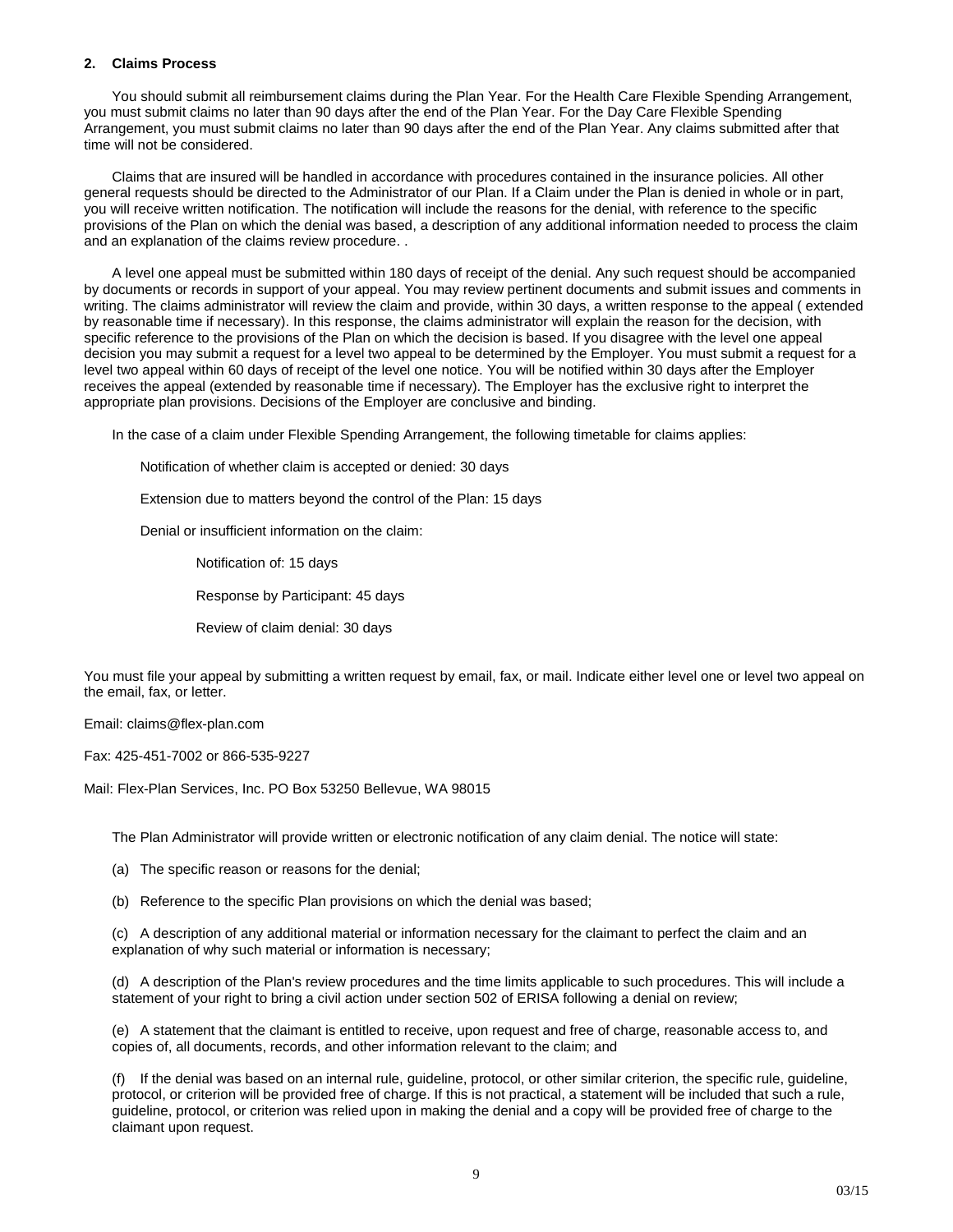## 2. Claims Process

You should submit all reimbursement claims during the Plan Year. For the Health Care Flexible Spending Arrangement, you must submit claims no later than 90 days after the end of the Plan Year. For the Day Care Flexible Spending Arrangement, you must submit claims no later than 90 days after the end of the Plan Year. Any claims submitted after that time will not be considered.

Claims that are insured will be handled in accordance with procedures contained in the insurance policies. All other general requests should be directed to the Administrator of our Plan. If a Claim under the Plan is denied in whole or in part, you will receive written notification. The notification will include the reasons for the denial, with reference to the specific provisions of the Plan on which the denial was based, a description of any additional information needed to process the claim and an explanation of the claims review procedure. .

A level one appeal must be submitted within 180 days of receipt of the denial. Any such request should be accompanied by documents or records in support of your appeal. You may review pertinent documents and submit issues and comments in writing. The claims administrator will review the claim and provide, within 30 days, a written response to the appeal ( extended by reasonable time if necessary). In this response, the claims administrator will explain the reason for the decision, with specific reference to the provisions of the Plan on which the decision is based. If you disagree with the level one appeal decision you may submit a request for a level two appeal to be determined by the Employer. You must submit a request for a level two appeal within 60 days of receipt of the level one notice. You will be notified within 30 days after the Employer receives the appeal (extended by reasonable time if necessary). The Employer has the exclusive right to interpret the appropriate plan provisions. Decisions of the Employer are conclusive and binding.

In the case of a claim under Flexible Spending Arrangement, the following timetable for claims applies:

Notification of whether claim is accepted or denied: 30 days

Extension due to matters beyond the control of the Plan: 15 days

Denial or insufficient information on the claim:

Notification of: 15 days

Response by Participant: 45 days

Review of claim denial: 30 days

You must file your appeal by submitting a written request by email, fax, or mail. Indicate either level one or level two appeal on the email, fax, or letter.

Email: claims@flex-plan.com

Fax: 425-451-7002 or 866-535-9227

Mail: Flex-Plan Services, Inc. PO Box 53250 Bellevue, WA 98015

The Plan Administrator will provide written or electronic notification of any claim denial. The notice will state:

(a) The specific reason or reasons for the denial;

(b) Reference to the specific Plan provisions on which the denial was based;

(c) A description of any additional material or information necessary for the claimant to perfect the claim and an explanation of why such material or information is necessary;

(d) A description of the Plan's review procedures and the time limits applicable to such procedures. This will include a statement of your right to bring a civil action under section 502 of ERISA following a denial on review;

(e) A statement that the claimant is entitled to receive, upon request and free of charge, reasonable access to, and copies of, all documents, records, and other information relevant to the claim; and

(f) If the denial was based on an internal rule, guideline, protocol, or other similar criterion, the specific rule, guideline, protocol, or criterion will be provided free of charge. If this is not practical, a statement will be included that such a rule, guideline, protocol, or criterion was relied upon in making the denial and a copy will be provided free of charge to the claimant upon request.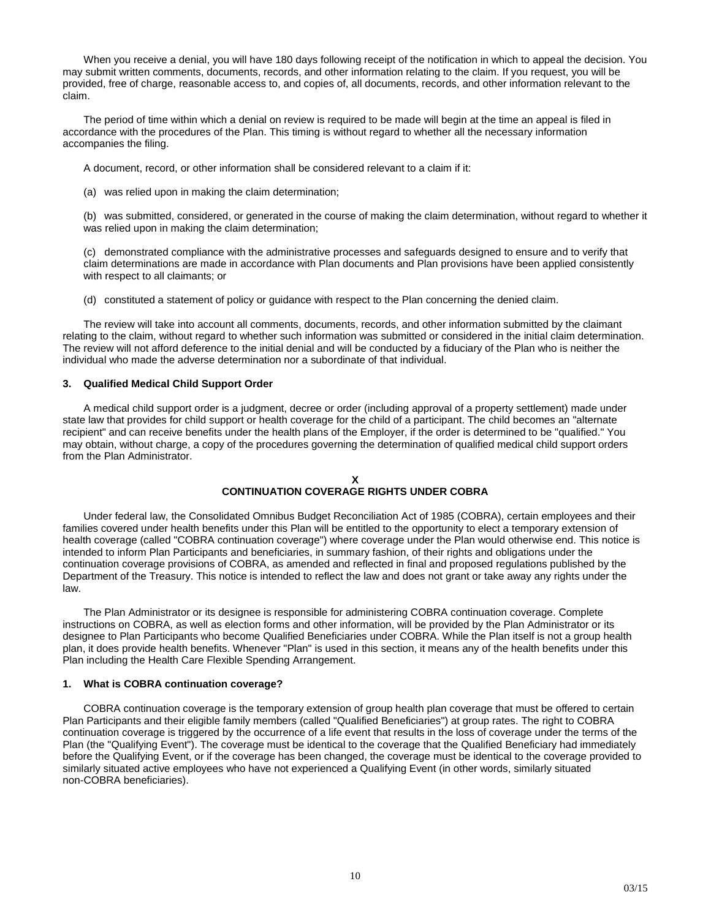When you receive a denial, you will have 180 days following receipt of the notification in which to appeal the decision. You may submit written comments, documents, records, and other information relating to the claim. If you request, you will be provided, free of charge, reasonable access to, and copies of, all documents, records, and other information relevant to the claim.

The period of time within which a denial on review is required to be made will begin at the time an appeal is filed in accordance with the procedures of the Plan. This timing is without regard to whether all the necessary information accompanies the filing.

A document, record, or other information shall be considered relevant to a claim if it:

(a) was relied upon in making the claim determination;

(b) was submitted, considered, or generated in the course of making the claim determination, without regard to whether it was relied upon in making the claim determination;

(c) demonstrated compliance with the administrative processes and safeguards designed to ensure and to verify that claim determinations are made in accordance with Plan documents and Plan provisions have been applied consistently with respect to all claimants; or

(d) constituted a statement of policy or guidance with respect to the Plan concerning the denied claim.

The review will take into account all comments, documents, records, and other information submitted by the claimant relating to the claim, without regard to whether such information was submitted or considered in the initial claim determination. The review will not afford deference to the initial denial and will be conducted by a fiduciary of the Plan who is neither the individual who made the adverse determination nor a subordinate of that individual.

### 3. Qualified Medical Child Support Order

A medical child support order is a judgment, decree or order (including approval of a property settlement) made under state law that provides for child support or health coverage for the child of a participant. The child becomes an "alternate recipient" and can receive benefits under the health plans of the Employer, if the order is determined to be "qualified." You may obtain, without charge, a copy of the procedures governing the determination of qualified medical child support orders from the Plan Administrator.

## X
## CONTINUATION COVERAGE RIGHTS UNDER COBRA

Under federal law, the Consolidated Omnibus Budget Reconciliation Act of 1985 (COBRA), certain employees and their families covered under health benefits under this Plan will be entitled to the opportunity to elect a temporary extension of health coverage (called "COBRA continuation coverage") where coverage under the Plan would otherwise end. This notice is intended to inform Plan Participants and beneficiaries, in summary fashion, of their rights and obligations under the continuation coverage provisions of COBRA, as amended and reflected in final and proposed regulations published by the Department of the Treasury. This notice is intended to reflect the law and does not grant or take away any rights under the law.

The Plan Administrator or its designee is responsible for administering COBRA continuation coverage. Complete instructions on COBRA, as well as election forms and other information, will be provided by the Plan Administrator or its designee to Plan Participants who become Qualified Beneficiaries under COBRA. While the Plan itself is not a group health plan, it does provide health benefits. Whenever "Plan" is used in this section, it means any of the health benefits under this Plan including the Health Care Flexible Spending Arrangement.

### 1. What is COBRA continuation coverage?

COBRA continuation coverage is the temporary extension of group health plan coverage that must be offered to certain Plan Participants and their eligible family members (called "Qualified Beneficiaries") at group rates. The right to COBRA continuation coverage is triggered by the occurrence of a life event that results in the loss of coverage under the terms of the Plan (the "Qualifying Event"). The coverage must be identical to the coverage that the Qualified Beneficiary had immediately before the Qualifying Event, or if the coverage has been changed, the coverage must be identical to the coverage provided to similarly situated active employees who have not experienced a Qualifying Event (in other words, similarly situated non-COBRA beneficiaries).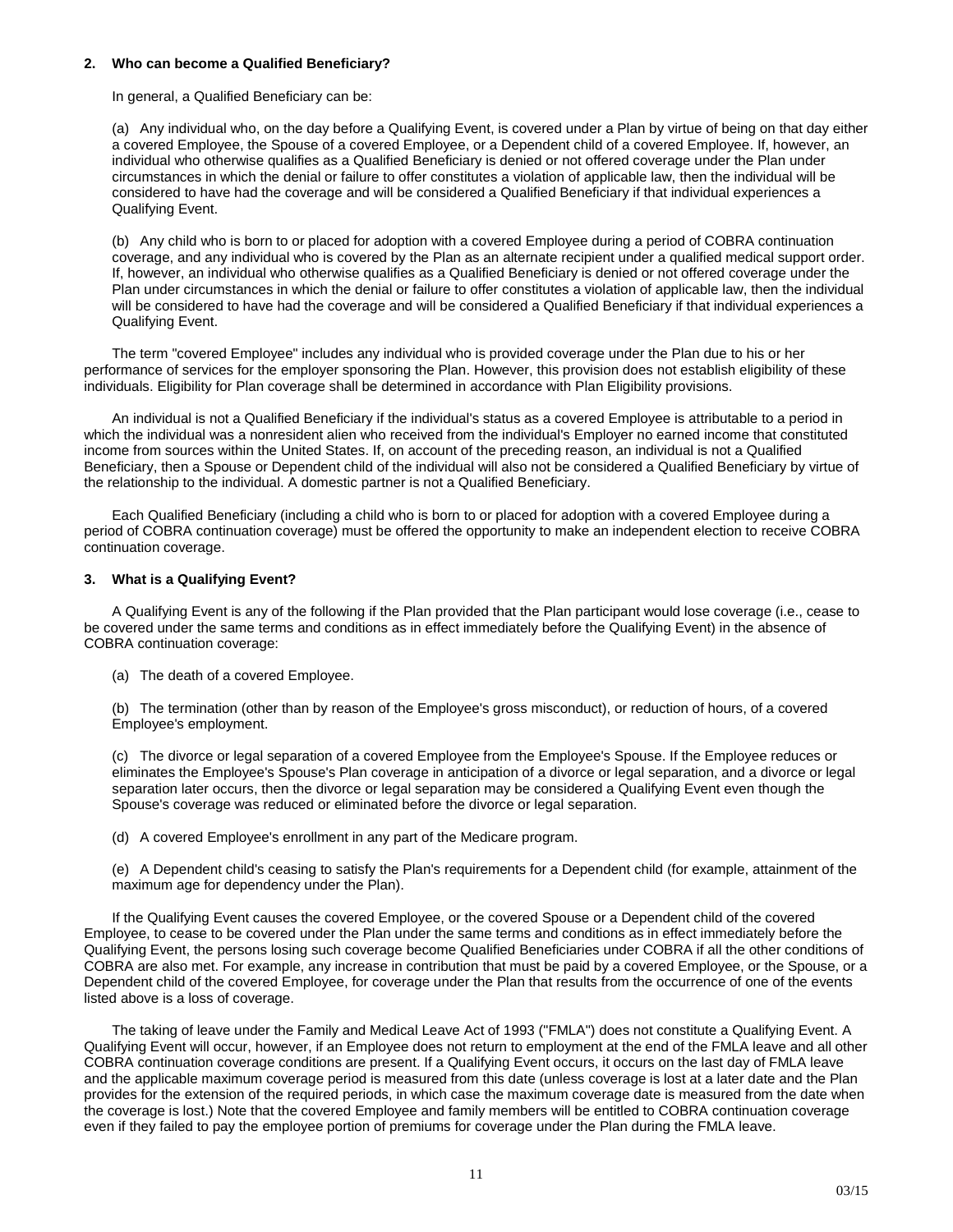**2. Who can become a Qualified Beneficiary?**

In general, a Qualified Beneficiary can be:

(a) Any individual who, on the day before a Qualifying Event, is covered under a Plan by virtue of being on that day either a covered Employee, the Spouse of a covered Employee, or a Dependent child of a covered Employee. If, however, an individual who otherwise qualifies as a Qualified Beneficiary is denied or not offered coverage under the Plan under circumstances in which the denial or failure to offer constitutes a violation of applicable law, then the individual will be considered to have had the coverage and will be considered a Qualified Beneficiary if that individual experiences a Qualifying Event.

(b) Any child who is born to or placed for adoption with a covered Employee during a period of COBRA continuation coverage, and any individual who is covered by the Plan as an alternate recipient under a qualified medical support order. If, however, an individual who otherwise qualifies as a Qualified Beneficiary is denied or not offered coverage under the Plan under circumstances in which the denial or failure to offer constitutes a violation of applicable law, then the individual will be considered to have had the coverage and will be considered a Qualified Beneficiary if that individual experiences a Qualifying Event.

The term "covered Employee" includes any individual who is provided coverage under the Plan due to his or her performance of services for the employer sponsoring the Plan. However, this provision does not establish eligibility of these individuals. Eligibility for Plan coverage shall be determined in accordance with Plan Eligibility provisions.

An individual is not a Qualified Beneficiary if the individual's status as a covered Employee is attributable to a period in which the individual was a nonresident alien who received from the individual's Employer no earned income that constituted income from sources within the United States. If, on account of the preceding reason, an individual is not a Qualified Beneficiary, then a Spouse or Dependent child of the individual will also not be considered a Qualified Beneficiary by virtue of the relationship to the individual. A domestic partner is not a Qualified Beneficiary.

Each Qualified Beneficiary (including a child who is born to or placed for adoption with a covered Employee during a period of COBRA continuation coverage) must be offered the opportunity to make an independent election to receive COBRA continuation coverage.

**3. What is a Qualifying Event?**

A Qualifying Event is any of the following if the Plan provided that the Plan participant would lose coverage (i.e., cease to be covered under the same terms and conditions as in effect immediately before the Qualifying Event) in the absence of COBRA continuation coverage:

(a) The death of a covered Employee.

(b) The termination (other than by reason of the Employee's gross misconduct), or reduction of hours, of a covered Employee's employment.

(c) The divorce or legal separation of a covered Employee from the Employee's Spouse. If the Employee reduces or eliminates the Employee's Spouse's Plan coverage in anticipation of a divorce or legal separation, and a divorce or legal separation later occurs, then the divorce or legal separation may be considered a Qualifying Event even though the Spouse's coverage was reduced or eliminated before the divorce or legal separation.

(d) A covered Employee's enrollment in any part of the Medicare program.

(e) A Dependent child's ceasing to satisfy the Plan's requirements for a Dependent child (for example, attainment of the maximum age for dependency under the Plan).

If the Qualifying Event causes the covered Employee, or the covered Spouse or a Dependent child of the covered Employee, to cease to be covered under the Plan under the same terms and conditions as in effect immediately before the Qualifying Event, the persons losing such coverage become Qualified Beneficiaries under COBRA if all the other conditions of COBRA are also met. For example, any increase in contribution that must be paid by a covered Employee, or the Spouse, or a Dependent child of the covered Employee, for coverage under the Plan that results from the occurrence of one of the events listed above is a loss of coverage.

The taking of leave under the Family and Medical Leave Act of 1993 ("FMLA") does not constitute a Qualifying Event. A Qualifying Event will occur, however, if an Employee does not return to employment at the end of the FMLA leave and all other COBRA continuation coverage conditions are present. If a Qualifying Event occurs, it occurs on the last day of FMLA leave and the applicable maximum coverage period is measured from this date (unless coverage is lost at a later date and the Plan provides for the extension of the required periods, in which case the maximum coverage date is measured from the date when the coverage is lost.) Note that the covered Employee and family members will be entitled to COBRA continuation coverage even if they failed to pay the employee portion of premiums for coverage under the Plan during the FMLA leave.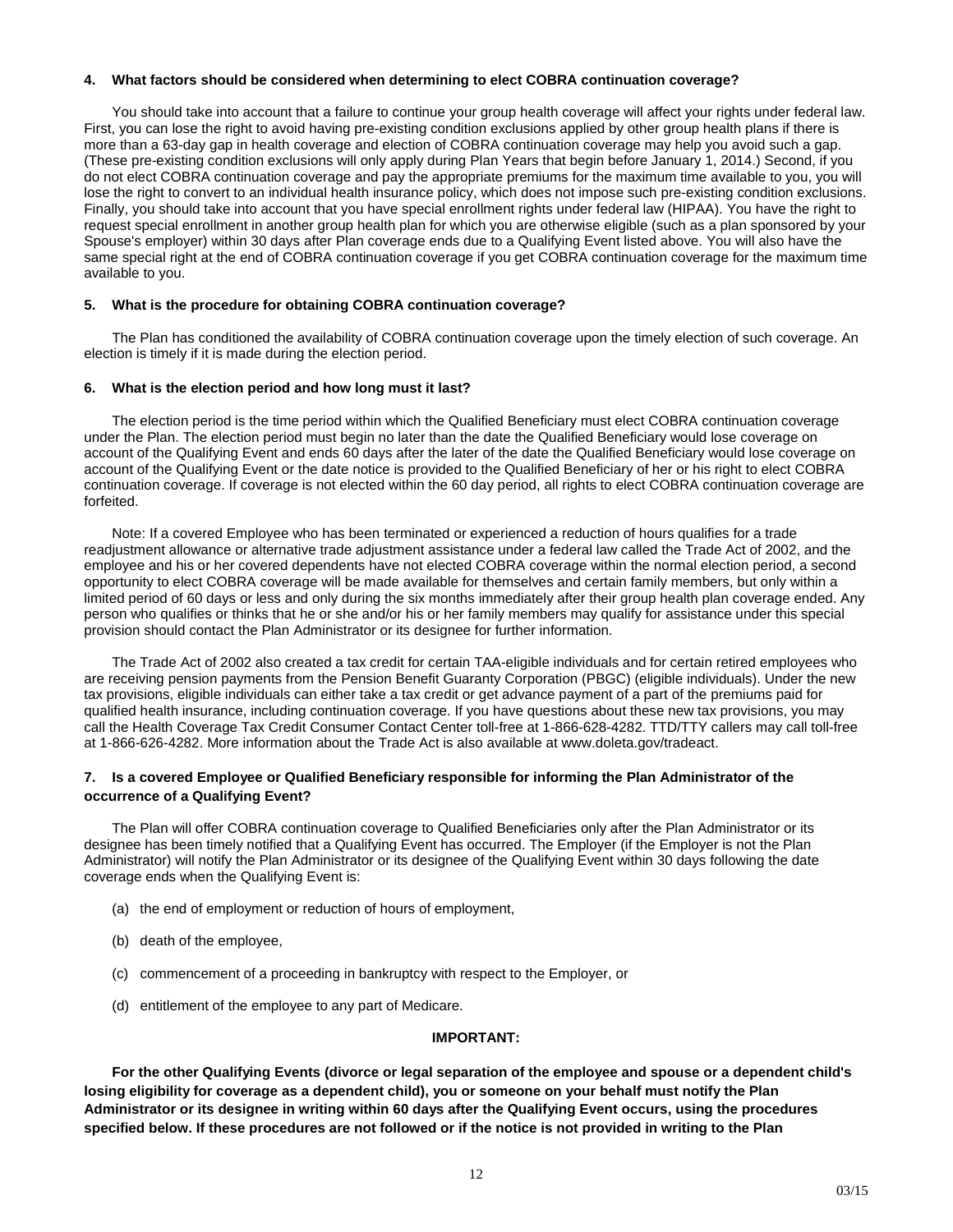#### 4. What factors should be considered when determining to elect COBRA continuation coverage?

You should take into account that a failure to continue your group health coverage will affect your rights under federal law. First, you can lose the right to avoid having pre-existing condition exclusions applied by other group health plans if there is more than a 63-day gap in health coverage and election of COBRA continuation coverage may help you avoid such a gap. (These pre-existing condition exclusions will only apply during Plan Years that begin before January 1, 2014.) Second, if you do not elect COBRA continuation coverage and pay the appropriate premiums for the maximum time available to you, you will lose the right to convert to an individual health insurance policy, which does not impose such pre-existing condition exclusions. Finally, you should take into account that you have special enrollment rights under federal law (HIPAA). You have the right to request special enrollment in another group health plan for which you are otherwise eligible (such as a plan sponsored by your Spouse's employer) within 30 days after Plan coverage ends due to a Qualifying Event listed above. You will also have the same special right at the end of COBRA continuation coverage if you get COBRA continuation coverage for the maximum time available to you.

#### 5. What is the procedure for obtaining COBRA continuation coverage?

The Plan has conditioned the availability of COBRA continuation coverage upon the timely election of such coverage. An election is timely if it is made during the election period.

#### 6. What is the election period and how long must it last?

The election period is the time period within which the Qualified Beneficiary must elect COBRA continuation coverage under the Plan. The election period must begin no later than the date the Qualified Beneficiary would lose coverage on account of the Qualifying Event and ends 60 days after the later of the date the Qualified Beneficiary would lose coverage on account of the Qualifying Event or the date notice is provided to the Qualified Beneficiary of her or his right to elect COBRA continuation coverage. If coverage is not elected within the 60 day period, all rights to elect COBRA continuation coverage are forfeited.

Note: If a covered Employee who has been terminated or experienced a reduction of hours qualifies for a trade readjustment allowance or alternative trade adjustment assistance under a federal law called the Trade Act of 2002, and the employee and his or her covered dependents have not elected COBRA coverage within the normal election period, a second opportunity to elect COBRA coverage will be made available for themselves and certain family members, but only within a limited period of 60 days or less and only during the six months immediately after their group health plan coverage ended. Any person who qualifies or thinks that he or she and/or his or her family members may qualify for assistance under this special provision should contact the Plan Administrator or its designee for further information.

The Trade Act of 2002 also created a tax credit for certain TAA-eligible individuals and for certain retired employees who are receiving pension payments from the Pension Benefit Guaranty Corporation (PBGC) (eligible individuals). Under the new tax provisions, eligible individuals can either take a tax credit or get advance payment of a part of the premiums paid for qualified health insurance, including continuation coverage. If you have questions about these new tax provisions, you may call the Health Coverage Tax Credit Consumer Contact Center toll-free at 1-866-628-4282. TTD/TTY callers may call toll-free at 1-866-626-4282. More information about the Trade Act is also available at www.doleta.gov/tradeact.

#### 7. Is a covered Employee or Qualified Beneficiary responsible for informing the Plan Administrator of the occurrence of a Qualifying Event?

The Plan will offer COBRA continuation coverage to Qualified Beneficiaries only after the Plan Administrator or its designee has been timely notified that a Qualifying Event has occurred. The Employer (if the Employer is not the Plan Administrator) will notify the Plan Administrator or its designee of the Qualifying Event within 30 days following the date coverage ends when the Qualifying Event is:

(a) the end of employment or reduction of hours of employment,

(b) death of the employee,

(c) commencement of a proceeding in bankruptcy with respect to the Employer, or

(d) entitlement of the employee to any part of Medicare.

**IMPORTANT:**

**For the other Qualifying Events (divorce or legal separation of the employee and spouse or a dependent child's losing eligibility for coverage as a dependent child), you or someone on your behalf must notify the Plan Administrator or its designee in writing within 60 days after the Qualifying Event occurs, using the procedures specified below. If these procedures are not followed or if the notice is not provided in writing to the Plan**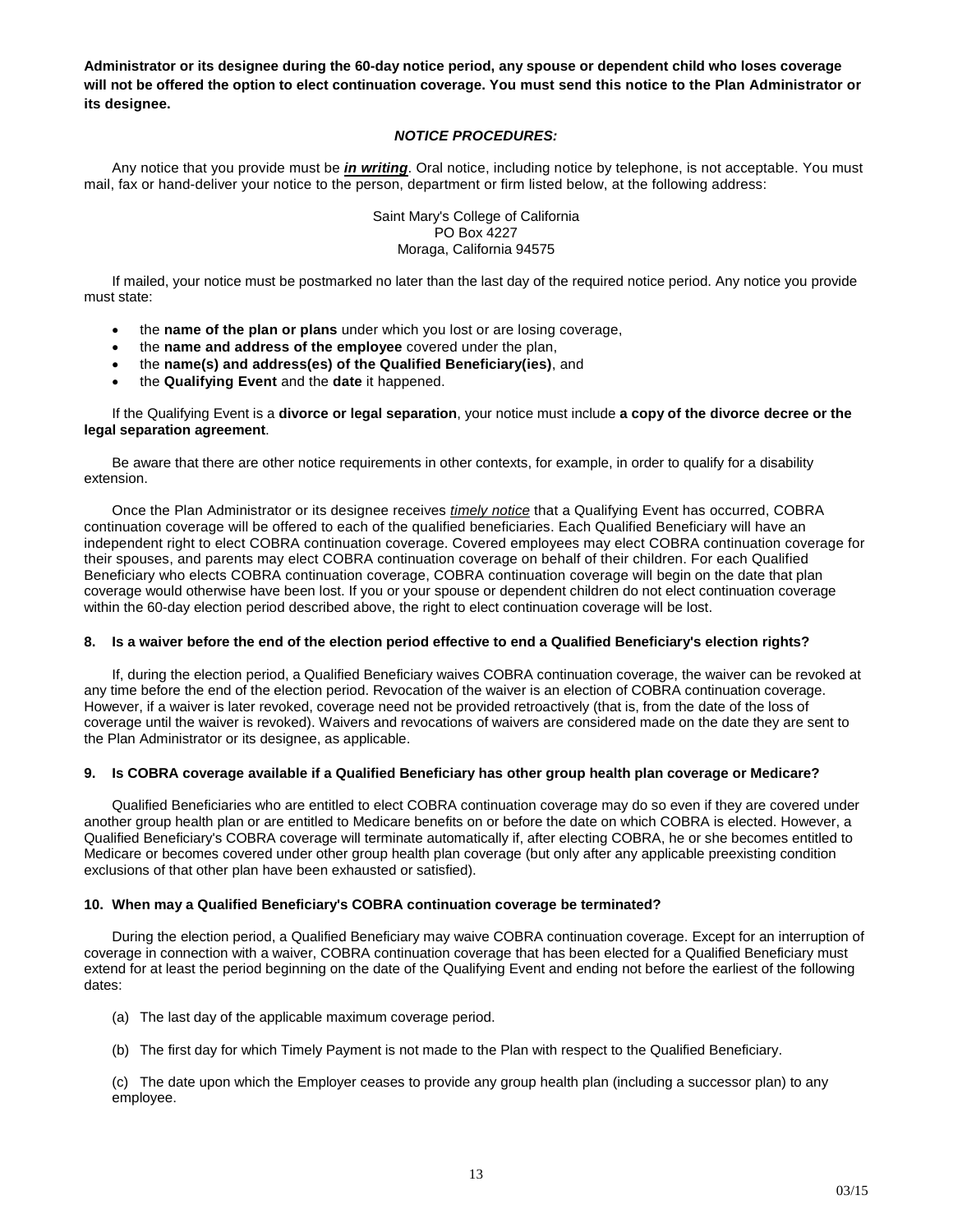**Administrator or its designee during the 60-day notice period, any spouse or dependent child who loses coverage will not be offered the option to elect continuation coverage. You must send this notice to the Plan Administrator or its designee.**

***NOTICE PROCEDURES:***

Any notice that you provide must be ***in writing***. Oral notice, including notice by telephone, is not acceptable. You must mail, fax or hand-deliver your notice to the person, department or firm listed below, at the following address:

Saint Mary's College of California
PO Box 4227
Moraga, California 94575

If mailed, your notice must be postmarked no later than the last day of the required notice period. Any notice you provide must state:

- the **name of the plan or plans** under which you lost or are losing coverage,
- the **name and address of the employee** covered under the plan,
- the **name(s) and address(es) of the Qualified Beneficiary(ies)**, and
- the **Qualifying Event** and the **date** it happened.

If the Qualifying Event is a **divorce or legal separation**, your notice must include **a copy of the divorce decree or the legal separation agreement**.

Be aware that there are other notice requirements in other contexts, for example, in order to qualify for a disability extension.

Once the Plan Administrator or its designee receives *timely notice* that a Qualifying Event has occurred, COBRA continuation coverage will be offered to each of the qualified beneficiaries. Each Qualified Beneficiary will have an independent right to elect COBRA continuation coverage. Covered employees may elect COBRA continuation coverage for their spouses, and parents may elect COBRA continuation coverage on behalf of their children. For each Qualified Beneficiary who elects COBRA continuation coverage, COBRA continuation coverage will begin on the date that plan coverage would otherwise have been lost. If you or your spouse or dependent children do not elect continuation coverage within the 60-day election period described above, the right to elect continuation coverage will be lost.

**8. Is a waiver before the end of the election period effective to end a Qualified Beneficiary's election rights?**

If, during the election period, a Qualified Beneficiary waives COBRA continuation coverage, the waiver can be revoked at any time before the end of the election period. Revocation of the waiver is an election of COBRA continuation coverage. However, if a waiver is later revoked, coverage need not be provided retroactively (that is, from the date of the loss of coverage until the waiver is revoked). Waivers and revocations of waivers are considered made on the date they are sent to the Plan Administrator or its designee, as applicable.

**9. Is COBRA coverage available if a Qualified Beneficiary has other group health plan coverage or Medicare?**

Qualified Beneficiaries who are entitled to elect COBRA continuation coverage may do so even if they are covered under another group health plan or are entitled to Medicare benefits on or before the date on which COBRA is elected. However, a Qualified Beneficiary's COBRA coverage will terminate automatically if, after electing COBRA, he or she becomes entitled to Medicare or becomes covered under other group health plan coverage (but only after any applicable preexisting condition exclusions of that other plan have been exhausted or satisfied).

**10. When may a Qualified Beneficiary's COBRA continuation coverage be terminated?**

During the election period, a Qualified Beneficiary may waive COBRA continuation coverage. Except for an interruption of coverage in connection with a waiver, COBRA continuation coverage that has been elected for a Qualified Beneficiary must extend for at least the period beginning on the date of the Qualifying Event and ending not before the earliest of the following dates:

(a) The last day of the applicable maximum coverage period.

(b) The first day for which Timely Payment is not made to the Plan with respect to the Qualified Beneficiary.

(c) The date upon which the Employer ceases to provide any group health plan (including a successor plan) to any employee.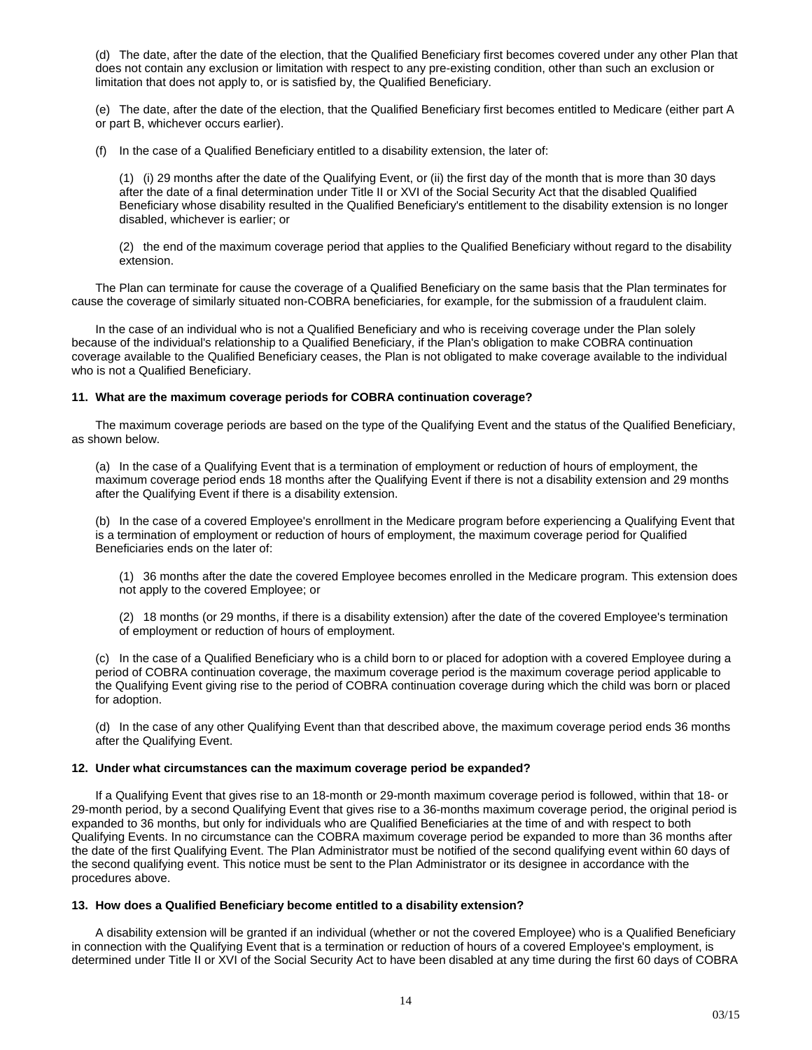(d) The date, after the date of the election, that the Qualified Beneficiary first becomes covered under any other Plan that does not contain any exclusion or limitation with respect to any pre-existing condition, other than such an exclusion or limitation that does not apply to, or is satisfied by, the Qualified Beneficiary.

(e) The date, after the date of the election, that the Qualified Beneficiary first becomes entitled to Medicare (either part A or part B, whichever occurs earlier).

(f) In the case of a Qualified Beneficiary entitled to a disability extension, the later of:

(1) (i) 29 months after the date of the Qualifying Event, or (ii) the first day of the month that is more than 30 days after the date of a final determination under Title II or XVI of the Social Security Act that the disabled Qualified Beneficiary whose disability resulted in the Qualified Beneficiary's entitlement to the disability extension is no longer disabled, whichever is earlier; or

(2) the end of the maximum coverage period that applies to the Qualified Beneficiary without regard to the disability extension.

The Plan can terminate for cause the coverage of a Qualified Beneficiary on the same basis that the Plan terminates for cause the coverage of similarly situated non-COBRA beneficiaries, for example, for the submission of a fraudulent claim.

In the case of an individual who is not a Qualified Beneficiary and who is receiving coverage under the Plan solely because of the individual's relationship to a Qualified Beneficiary, if the Plan's obligation to make COBRA continuation coverage available to the Qualified Beneficiary ceases, the Plan is not obligated to make coverage available to the individual who is not a Qualified Beneficiary.

**11. What are the maximum coverage periods for COBRA continuation coverage?**

The maximum coverage periods are based on the type of the Qualifying Event and the status of the Qualified Beneficiary, as shown below.

(a) In the case of a Qualifying Event that is a termination of employment or reduction of hours of employment, the maximum coverage period ends 18 months after the Qualifying Event if there is not a disability extension and 29 months after the Qualifying Event if there is a disability extension.

(b) In the case of a covered Employee's enrollment in the Medicare program before experiencing a Qualifying Event that is a termination of employment or reduction of hours of employment, the maximum coverage period for Qualified Beneficiaries ends on the later of:

(1) 36 months after the date the covered Employee becomes enrolled in the Medicare program. This extension does not apply to the covered Employee; or

(2) 18 months (or 29 months, if there is a disability extension) after the date of the covered Employee's termination of employment or reduction of hours of employment.

(c) In the case of a Qualified Beneficiary who is a child born to or placed for adoption with a covered Employee during a period of COBRA continuation coverage, the maximum coverage period is the maximum coverage period applicable to the Qualifying Event giving rise to the period of COBRA continuation coverage during which the child was born or placed for adoption.

(d) In the case of any other Qualifying Event than that described above, the maximum coverage period ends 36 months after the Qualifying Event.

**12. Under what circumstances can the maximum coverage period be expanded?**

If a Qualifying Event that gives rise to an 18-month or 29-month maximum coverage period is followed, within that 18- or 29-month period, by a second Qualifying Event that gives rise to a 36-months maximum coverage period, the original period is expanded to 36 months, but only for individuals who are Qualified Beneficiaries at the time of and with respect to both Qualifying Events. In no circumstance can the COBRA maximum coverage period be expanded to more than 36 months after the date of the first Qualifying Event. The Plan Administrator must be notified of the second qualifying event within 60 days of the second qualifying event. This notice must be sent to the Plan Administrator or its designee in accordance with the procedures above.

**13. How does a Qualified Beneficiary become entitled to a disability extension?**

A disability extension will be granted if an individual (whether or not the covered Employee) who is a Qualified Beneficiary in connection with the Qualifying Event that is a termination or reduction of hours of a covered Employee's employment, is determined under Title II or XVI of the Social Security Act to have been disabled at any time during the first 60 days of COBRA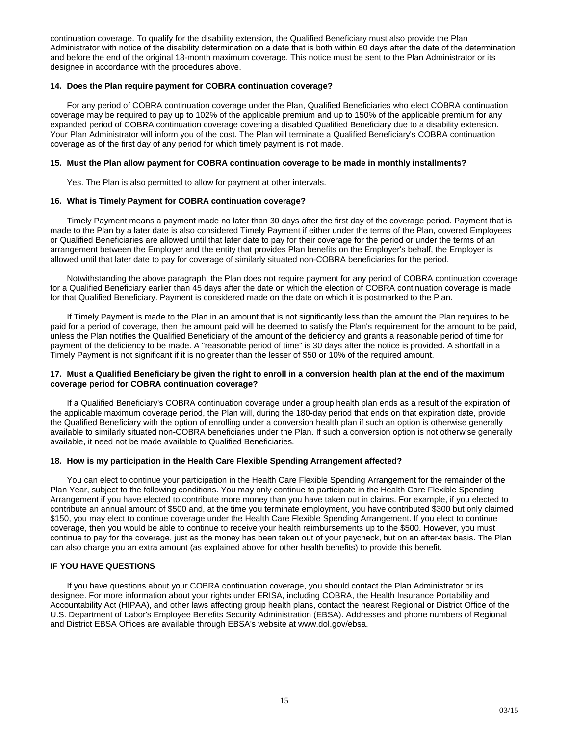continuation coverage. To qualify for the disability extension, the Qualified Beneficiary must also provide the Plan Administrator with notice of the disability determination on a date that is both within 60 days after the date of the determination and before the end of the original 18-month maximum coverage. This notice must be sent to the Plan Administrator or its designee in accordance with the procedures above.

**14. Does the Plan require payment for COBRA continuation coverage?**

For any period of COBRA continuation coverage under the Plan, Qualified Beneficiaries who elect COBRA continuation coverage may be required to pay up to 102% of the applicable premium and up to 150% of the applicable premium for any expanded period of COBRA continuation coverage covering a disabled Qualified Beneficiary due to a disability extension. Your Plan Administrator will inform you of the cost. The Plan will terminate a Qualified Beneficiary's COBRA continuation coverage as of the first day of any period for which timely payment is not made.

**15. Must the Plan allow payment for COBRA continuation coverage to be made in monthly installments?**

Yes. The Plan is also permitted to allow for payment at other intervals.

**16. What is Timely Payment for COBRA continuation coverage?**

Timely Payment means a payment made no later than 30 days after the first day of the coverage period. Payment that is made to the Plan by a later date is also considered Timely Payment if either under the terms of the Plan, covered Employees or Qualified Beneficiaries are allowed until that later date to pay for their coverage for the period or under the terms of an arrangement between the Employer and the entity that provides Plan benefits on the Employer's behalf, the Employer is allowed until that later date to pay for coverage of similarly situated non-COBRA beneficiaries for the period.

Notwithstanding the above paragraph, the Plan does not require payment for any period of COBRA continuation coverage for a Qualified Beneficiary earlier than 45 days after the date on which the election of COBRA continuation coverage is made for that Qualified Beneficiary. Payment is considered made on the date on which it is postmarked to the Plan.

If Timely Payment is made to the Plan in an amount that is not significantly less than the amount the Plan requires to be paid for a period of coverage, then the amount paid will be deemed to satisfy the Plan's requirement for the amount to be paid, unless the Plan notifies the Qualified Beneficiary of the amount of the deficiency and grants a reasonable period of time for payment of the deficiency to be made. A "reasonable period of time" is 30 days after the notice is provided. A shortfall in a Timely Payment is not significant if it is no greater than the lesser of $50 or 10% of the required amount.

**17. Must a Qualified Beneficiary be given the right to enroll in a conversion health plan at the end of the maximum coverage period for COBRA continuation coverage?**

If a Qualified Beneficiary's COBRA continuation coverage under a group health plan ends as a result of the expiration of the applicable maximum coverage period, the Plan will, during the 180-day period that ends on that expiration date, provide the Qualified Beneficiary with the option of enrolling under a conversion health plan if such an option is otherwise generally available to similarly situated non-COBRA beneficiaries under the Plan. If such a conversion option is not otherwise generally available, it need not be made available to Qualified Beneficiaries.

**18. How is my participation in the Health Care Flexible Spending Arrangement affected?**

You can elect to continue your participation in the Health Care Flexible Spending Arrangement for the remainder of the Plan Year, subject to the following conditions. You may only continue to participate in the Health Care Flexible Spending Arrangement if you have elected to contribute more money than you have taken out in claims. For example, if you elected to contribute an annual amount of $500 and, at the time you terminate employment, you have contributed $300 but only claimed $150, you may elect to continue coverage under the Health Care Flexible Spending Arrangement. If you elect to continue coverage, then you would be able to continue to receive your health reimbursements up to the $500. However, you must continue to pay for the coverage, just as the money has been taken out of your paycheck, but on an after-tax basis. The Plan can also charge you an extra amount (as explained above for other health benefits) to provide this benefit.

**IF YOU HAVE QUESTIONS**

If you have questions about your COBRA continuation coverage, you should contact the Plan Administrator or its designee. For more information about your rights under ERISA, including COBRA, the Health Insurance Portability and Accountability Act (HIPAA), and other laws affecting group health plans, contact the nearest Regional or District Office of the U.S. Department of Labor's Employee Benefits Security Administration (EBSA). Addresses and phone numbers of Regional and District EBSA Offices are available through EBSA's website at www.dol.gov/ebsa.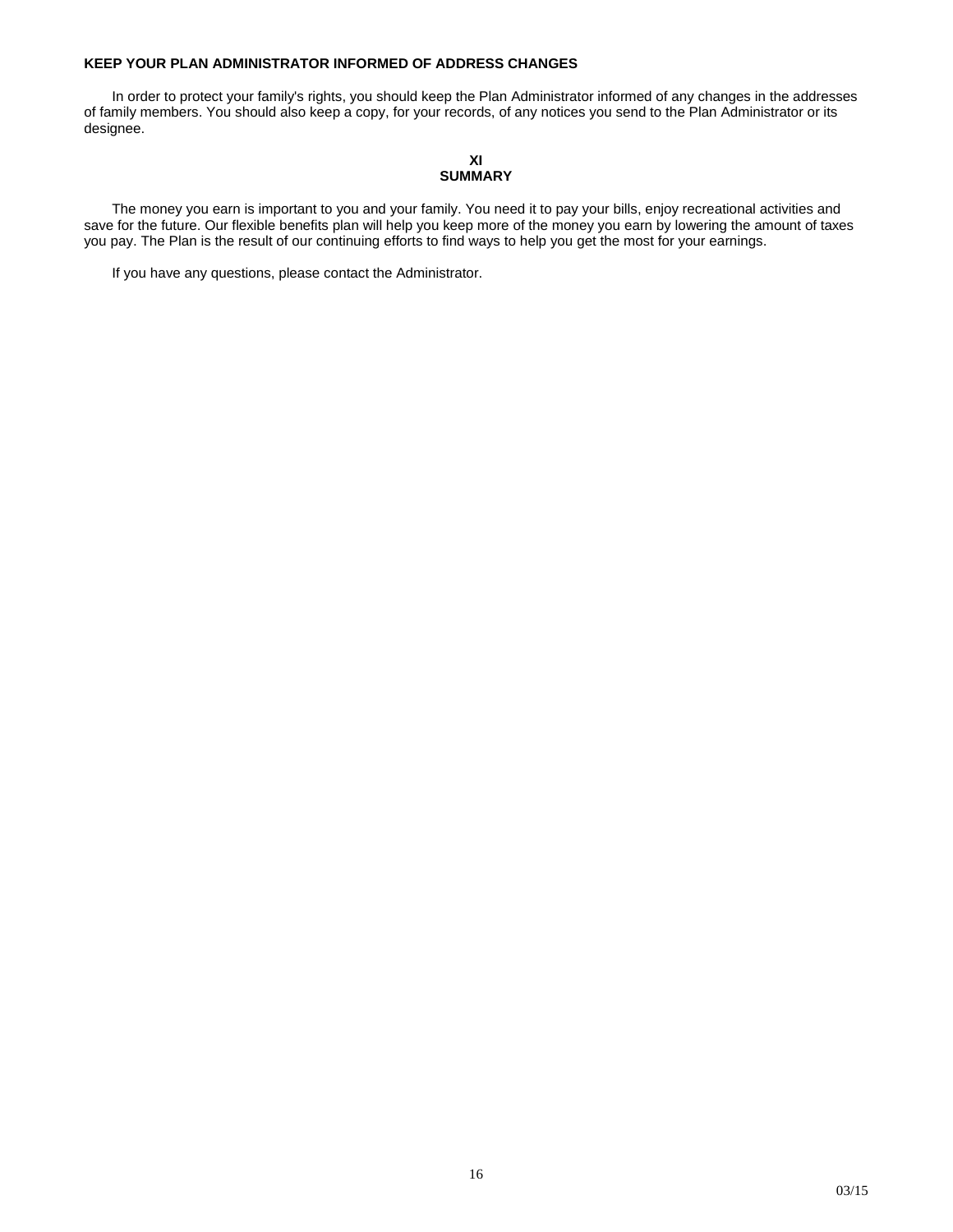**KEEP YOUR PLAN ADMINISTRATOR INFORMED OF ADDRESS CHANGES**

In order to protect your family's rights, you should keep the Plan Administrator informed of any changes in the addresses of family members. You should also keep a copy, for your records, of any notices you send to the Plan Administrator or its designee.

## XI
## SUMMARY

The money you earn is important to you and your family. You need it to pay your bills, enjoy recreational activities and save for the future. Our flexible benefits plan will help you keep more of the money you earn by lowering the amount of taxes you pay. The Plan is the result of our continuing efforts to find ways to help you get the most for your earnings.

If you have any questions, please contact the Administrator.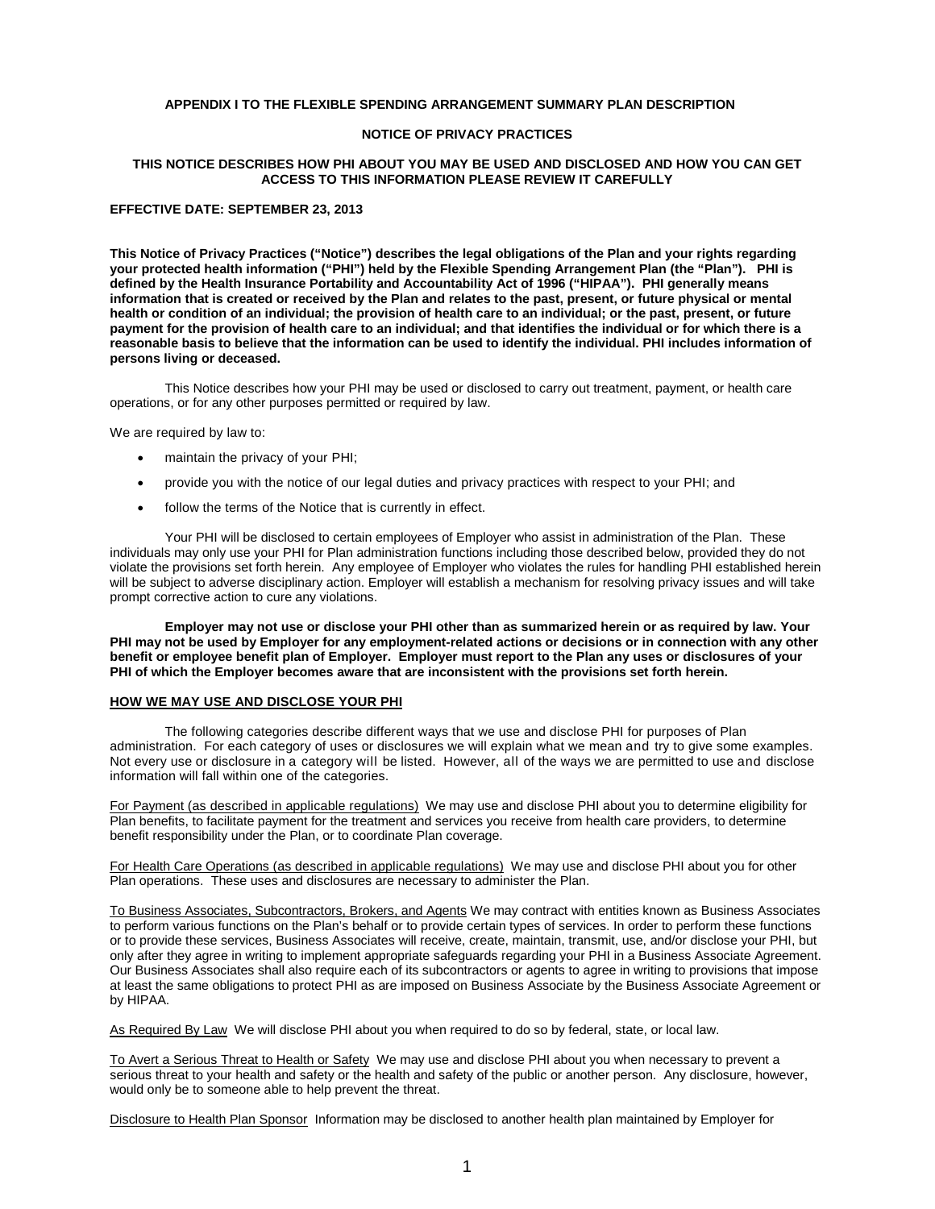**APPENDIX I TO THE FLEXIBLE SPENDING ARRANGEMENT SUMMARY PLAN DESCRIPTION**

**NOTICE OF PRIVACY PRACTICES**

**THIS NOTICE DESCRIBES HOW PHI ABOUT YOU MAY BE USED AND DISCLOSED AND HOW YOU CAN GET ACCESS TO THIS INFORMATION PLEASE REVIEW IT CAREFULLY**

**EFFECTIVE DATE: SEPTEMBER 23, 2013**

**This Notice of Privacy Practices ("Notice") describes the legal obligations of the Plan and your rights regarding your protected health information ("PHI") held by the Flexible Spending Arrangement Plan (the "Plan"). PHI is defined by the Health Insurance Portability and Accountability Act of 1996 ("HIPAA"). PHI generally means information that is created or received by the Plan and relates to the past, present, or future physical or mental health or condition of an individual; the provision of health care to an individual; or the past, present, or future payment for the provision of health care to an individual; and that identifies the individual or for which there is a reasonable basis to believe that the information can be used to identify the individual. PHI includes information of persons living or deceased.**

This Notice describes how your PHI may be used or disclosed to carry out treatment, payment, or health care operations, or for any other purposes permitted or required by law.

We are required by law to:

- maintain the privacy of your PHI;
- provide you with the notice of our legal duties and privacy practices with respect to your PHI; and
- follow the terms of the Notice that is currently in effect.

Your PHI will be disclosed to certain employees of Employer who assist in administration of the Plan. These individuals may only use your PHI for Plan administration functions including those described below, provided they do not violate the provisions set forth herein. Any employee of Employer who violates the rules for handling PHI established herein will be subject to adverse disciplinary action. Employer will establish a mechanism for resolving privacy issues and will take prompt corrective action to cure any violations.

**Employer may not use or disclose your PHI other than as summarized herein or as required by law. Your PHI may not be used by Employer for any employment-related actions or decisions or in connection with any other benefit or employee benefit plan of Employer. Employer must report to the Plan any uses or disclosures of your PHI of which the Employer becomes aware that are inconsistent with the provisions set forth herein.**

## HOW WE MAY USE AND DISCLOSE YOUR PHI

The following categories describe different ways that we use and disclose PHI for purposes of Plan administration. For each category of uses or disclosures we will explain what we mean and try to give some examples. Not every use or disclosure in a category will be listed. However, all of the ways we are permitted to use and disclose information will fall within one of the categories.

For Payment (as described in applicable regulations) We may use and disclose PHI about you to determine eligibility for Plan benefits, to facilitate payment for the treatment and services you receive from health care providers, to determine benefit responsibility under the Plan, or to coordinate Plan coverage.

For Health Care Operations (as described in applicable regulations) We may use and disclose PHI about you for other Plan operations. These uses and disclosures are necessary to administer the Plan.

To Business Associates, Subcontractors, Brokers, and Agents We may contract with entities known as Business Associates to perform various functions on the Plan's behalf or to provide certain types of services. In order to perform these functions or to provide these services, Business Associates will receive, create, maintain, transmit, use, and/or disclose your PHI, but only after they agree in writing to implement appropriate safeguards regarding your PHI in a Business Associate Agreement. Our Business Associates shall also require each of its subcontractors or agents to agree in writing to provisions that impose at least the same obligations to protect PHI as are imposed on Business Associate by the Business Associate Agreement or by HIPAA.

As Required By Law We will disclose PHI about you when required to do so by federal, state, or local law.

To Avert a Serious Threat to Health or Safety We may use and disclose PHI about you when necessary to prevent a serious threat to your health and safety or the health and safety of the public or another person. Any disclosure, however, would only be to someone able to help prevent the threat.

Disclosure to Health Plan Sponsor Information may be disclosed to another health plan maintained by Employer for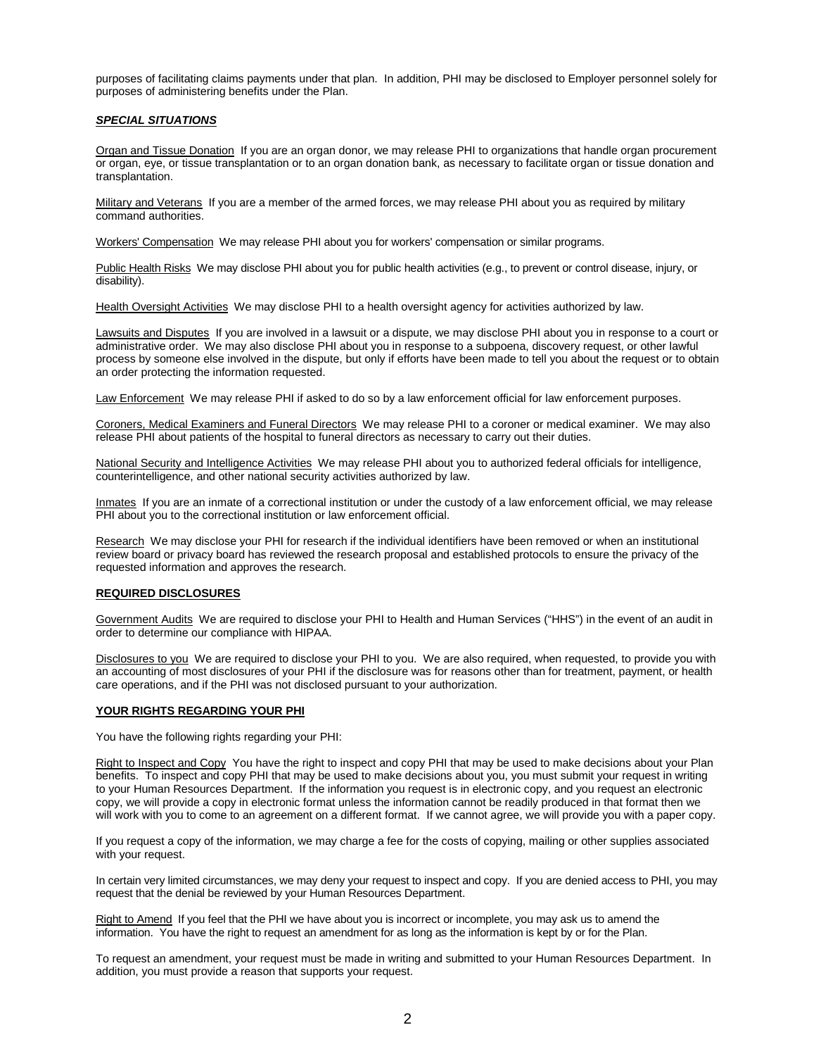purposes of facilitating claims payments under that plan. In addition, PHI may be disclosed to Employer personnel solely for purposes of administering benefits under the Plan.

***SPECIAL SITUATIONS***

Organ and Tissue Donation If you are an organ donor, we may release PHI to organizations that handle organ procurement or organ, eye, or tissue transplantation or to an organ donation bank, as necessary to facilitate organ or tissue donation and transplantation.

Military and Veterans If you are a member of the armed forces, we may release PHI about you as required by military command authorities.

Workers' Compensation We may release PHI about you for workers' compensation or similar programs.

Public Health Risks We may disclose PHI about you for public health activities (e.g., to prevent or control disease, injury, or disability).

Health Oversight Activities We may disclose PHI to a health oversight agency for activities authorized by law.

Lawsuits and Disputes If you are involved in a lawsuit or a dispute, we may disclose PHI about you in response to a court or administrative order. We may also disclose PHI about you in response to a subpoena, discovery request, or other lawful process by someone else involved in the dispute, but only if efforts have been made to tell you about the request or to obtain an order protecting the information requested.

Law Enforcement We may release PHI if asked to do so by a law enforcement official for law enforcement purposes.

Coroners, Medical Examiners and Funeral Directors We may release PHI to a coroner or medical examiner. We may also release PHI about patients of the hospital to funeral directors as necessary to carry out their duties.

National Security and Intelligence Activities We may release PHI about you to authorized federal officials for intelligence, counterintelligence, and other national security activities authorized by law.

Inmates If you are an inmate of a correctional institution or under the custody of a law enforcement official, we may release PHI about you to the correctional institution or law enforcement official.

Research We may disclose your PHI for research if the individual identifiers have been removed or when an institutional review board or privacy board has reviewed the research proposal and established protocols to ensure the privacy of the requested information and approves the research.

**REQUIRED DISCLOSURES**

Government Audits We are required to disclose your PHI to Health and Human Services ("HHS") in the event of an audit in order to determine our compliance with HIPAA.

Disclosures to you We are required to disclose your PHI to you. We are also required, when requested, to provide you with an accounting of most disclosures of your PHI if the disclosure was for reasons other than for treatment, payment, or health care operations, and if the PHI was not disclosed pursuant to your authorization.

**YOUR RIGHTS REGARDING YOUR PHI**

You have the following rights regarding your PHI:

Right to Inspect and Copy You have the right to inspect and copy PHI that may be used to make decisions about your Plan benefits. To inspect and copy PHI that may be used to make decisions about you, you must submit your request in writing to your Human Resources Department. If the information you request is in electronic copy, and you request an electronic copy, we will provide a copy in electronic format unless the information cannot be readily produced in that format then we will work with you to come to an agreement on a different format. If we cannot agree, we will provide you with a paper copy.

If you request a copy of the information, we may charge a fee for the costs of copying, mailing or other supplies associated with your request.

In certain very limited circumstances, we may deny your request to inspect and copy. If you are denied access to PHI, you may request that the denial be reviewed by your Human Resources Department.

Right to Amend If you feel that the PHI we have about you is incorrect or incomplete, you may ask us to amend the information. You have the right to request an amendment for as long as the information is kept by or for the Plan.

To request an amendment, your request must be made in writing and submitted to your Human Resources Department. In addition, you must provide a reason that supports your request.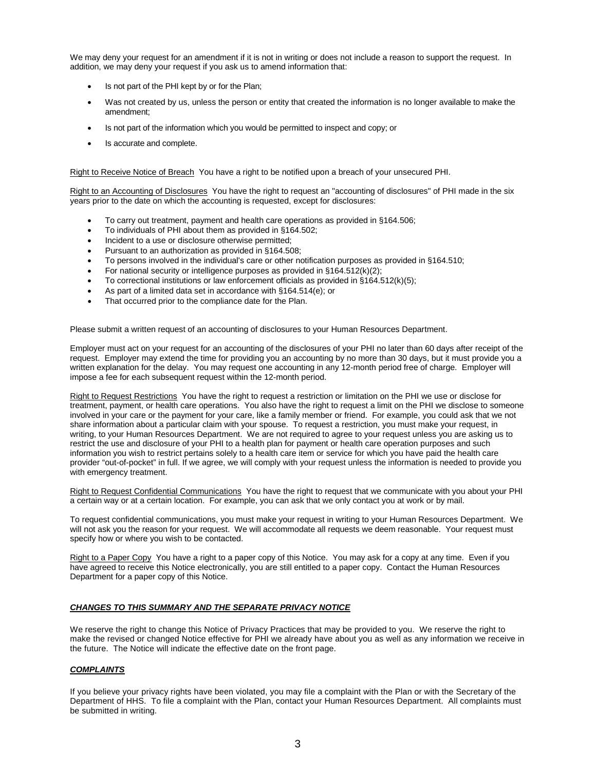We may deny your request for an amendment if it is not in writing or does not include a reason to support the request. In addition, we may deny your request if you ask us to amend information that:

- Is not part of the PHI kept by or for the Plan;
- Was not created by us, unless the person or entity that created the information is no longer available to make the amendment;
- Is not part of the information which you would be permitted to inspect and copy; or
- Is accurate and complete.

Right to Receive Notice of Breach You have a right to be notified upon a breach of your unsecured PHI.

Right to an Accounting of Disclosures You have the right to request an "accounting of disclosures" of PHI made in the six years prior to the date on which the accounting is requested, except for disclosures:

- To carry out treatment, payment and health care operations as provided in §164.506;
- To individuals of PHI about them as provided in §164.502;
- Incident to a use or disclosure otherwise permitted;
- Pursuant to an authorization as provided in §164.508;
- To persons involved in the individual's care or other notification purposes as provided in §164.510;
- For national security or intelligence purposes as provided in §164.512(k)(2);
- To correctional institutions or law enforcement officials as provided in §164.512(k)(5);
- As part of a limited data set in accordance with §164.514(e); or
- That occurred prior to the compliance date for the Plan.

Please submit a written request of an accounting of disclosures to your Human Resources Department.

Employer must act on your request for an accounting of the disclosures of your PHI no later than 60 days after receipt of the request. Employer may extend the time for providing you an accounting by no more than 30 days, but it must provide you a written explanation for the delay. You may request one accounting in any 12-month period free of charge. Employer will impose a fee for each subsequent request within the 12-month period.

Right to Request Restrictions You have the right to request a restriction or limitation on the PHI we use or disclose for treatment, payment, or health care operations. You also have the right to request a limit on the PHI we disclose to someone involved in your care or the payment for your care, like a family member or friend. For example, you could ask that we not share information about a particular claim with your spouse. To request a restriction, you must make your request, in writing, to your Human Resources Department. We are not required to agree to your request unless you are asking us to restrict the use and disclosure of your PHI to a health plan for payment or health care operation purposes and such information you wish to restrict pertains solely to a health care item or service for which you have paid the health care provider "out-of-pocket" in full. If we agree, we will comply with your request unless the information is needed to provide you with emergency treatment.

Right to Request Confidential Communications You have the right to request that we communicate with you about your PHI a certain way or at a certain location. For example, you can ask that we only contact you at work or by mail.

To request confidential communications, you must make your request in writing to your Human Resources Department. We will not ask you the reason for your request. We will accommodate all requests we deem reasonable. Your request must specify how or where you wish to be contacted.

Right to a Paper Copy You have a right to a paper copy of this Notice. You may ask for a copy at any time. Even if you have agreed to receive this Notice electronically, you are still entitled to a paper copy. Contact the Human Resources Department for a paper copy of this Notice.

***CHANGES TO THIS SUMMARY AND THE SEPARATE PRIVACY NOTICE***

We reserve the right to change this Notice of Privacy Practices that may be provided to you. We reserve the right to make the revised or changed Notice effective for PHI we already have about you as well as any information we receive in the future. The Notice will indicate the effective date on the front page.

***COMPLAINTS***

If you believe your privacy rights have been violated, you may file a complaint with the Plan or with the Secretary of the Department of HHS. To file a complaint with the Plan, contact your Human Resources Department. All complaints must be submitted in writing.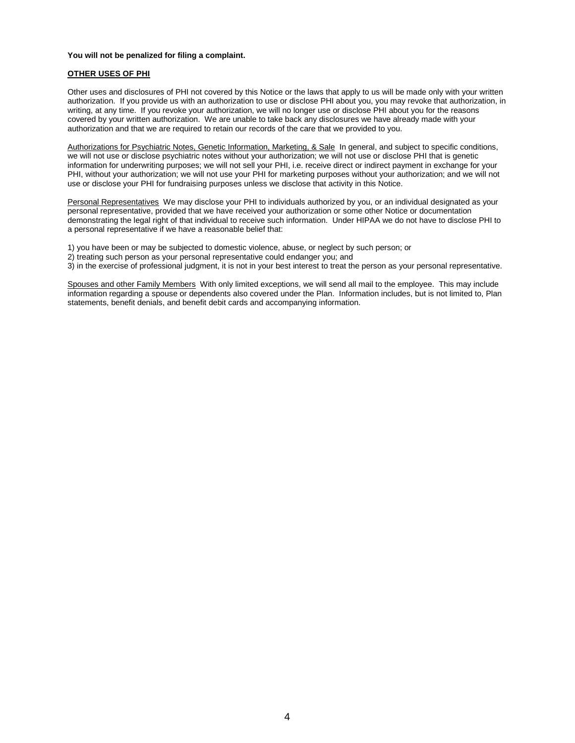**You will not be penalized for filing a complaint.**

**OTHER USES OF PHI**

Other uses and disclosures of PHI not covered by this Notice or the laws that apply to us will be made only with your written authorization. If you provide us with an authorization to use or disclose PHI about you, you may revoke that authorization, in writing, at any time. If you revoke your authorization, we will no longer use or disclose PHI about you for the reasons covered by your written authorization. We are unable to take back any disclosures we have already made with your authorization and that we are required to retain our records of the care that we provided to you.

Authorizations for Psychiatric Notes, Genetic Information, Marketing, & Sale In general, and subject to specific conditions, we will not use or disclose psychiatric notes without your authorization; we will not use or disclose PHI that is genetic information for underwriting purposes; we will not sell your PHI, i.e. receive direct or indirect payment in exchange for your PHI, without your authorization; we will not use your PHI for marketing purposes without your authorization; and we will not use or disclose your PHI for fundraising purposes unless we disclose that activity in this Notice.

Personal Representatives We may disclose your PHI to individuals authorized by you, or an individual designated as your personal representative, provided that we have received your authorization or some other Notice or documentation demonstrating the legal right of that individual to receive such information. Under HIPAA we do not have to disclose PHI to a personal representative if we have a reasonable belief that:

1) you have been or may be subjected to domestic violence, abuse, or neglect by such person; or
2) treating such person as your personal representative could endanger you; and
3) in the exercise of professional judgment, it is not in your best interest to treat the person as your personal representative.

Spouses and other Family Members With only limited exceptions, we will send all mail to the employee. This may include information regarding a spouse or dependents also covered under the Plan. Information includes, but is not limited to, Plan statements, benefit denials, and benefit debit cards and accompanying information.